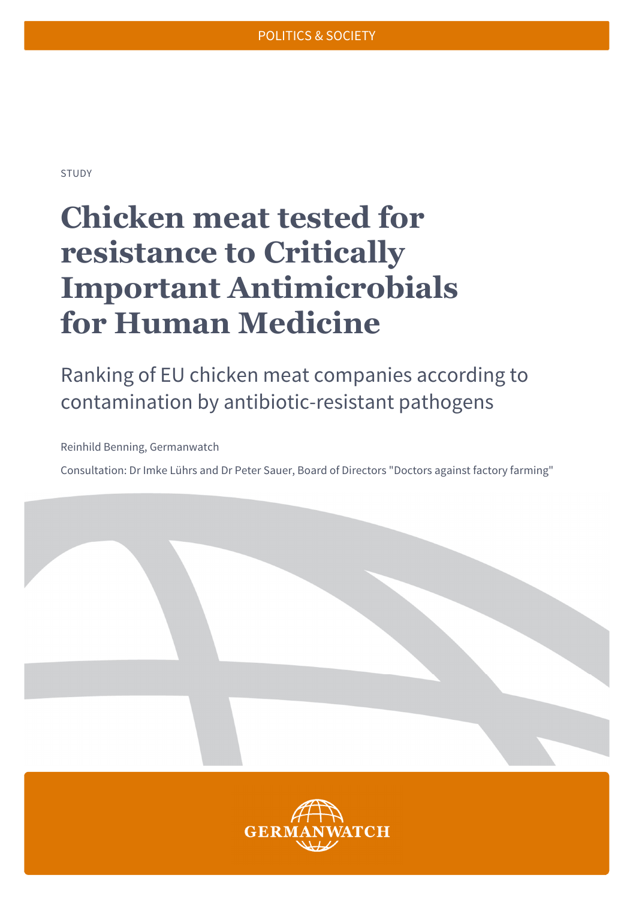POLITICS & SOCIETY

STUDY

# Chicken meat tested for resistance to Critically Important Antimicrobials for Human Medicine

## Ranking of EU chicken meat companies according to contamination by antibiotic-resistant pathogens

Reinhild Benning, Germanwatch

Consultation: Dr Imke Lührs and Dr Peter Sauer, Board of Directors "Doctors against factory farming"

GERMANWATCH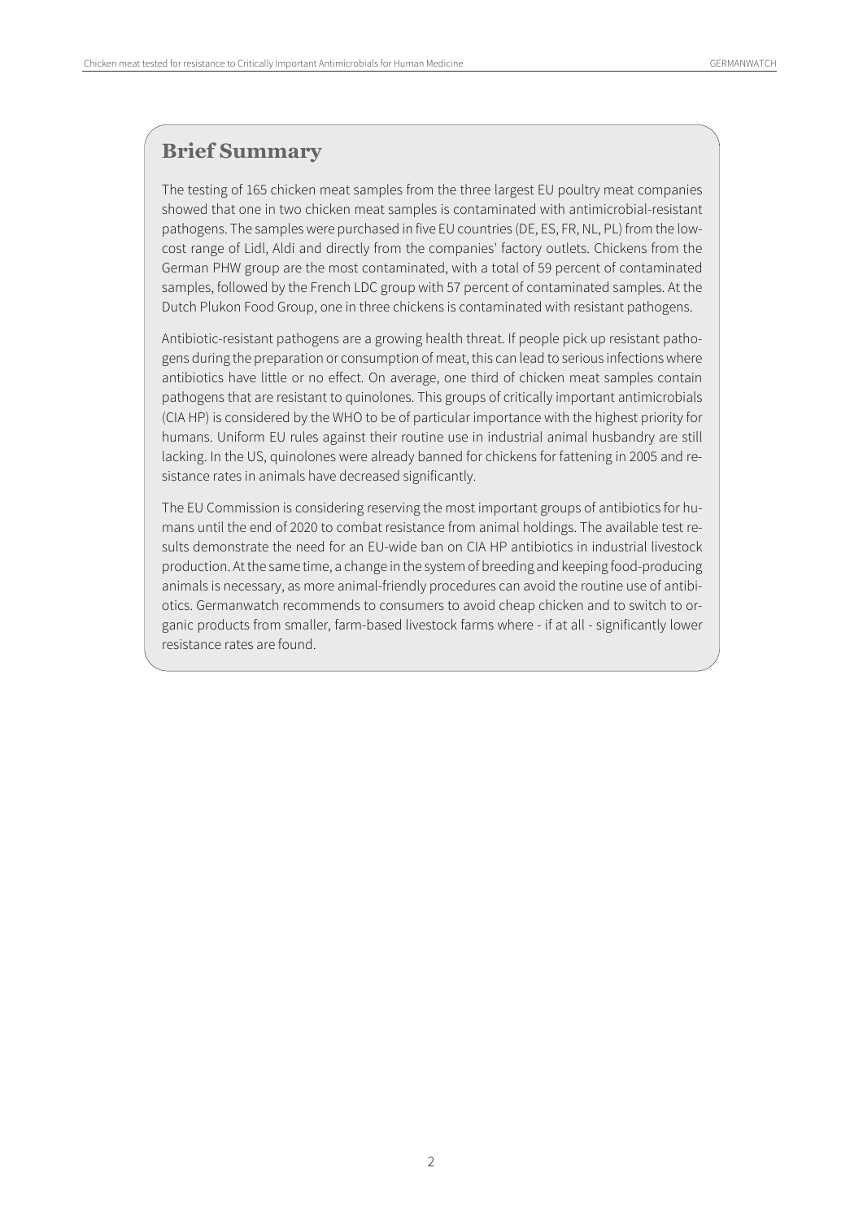## Brief Summary

The testing of 165 chicken meat samples from the three largest EU poultry meat companies showed that one in two chicken meat samples is contaminated with antimicrobial-resistant pathogens. The samples were purchased in five EU countries (DE, ES, FR, NL, PL) from the low-cost range of Lidl, Aldi and directly from the companies' factory outlets. Chickens from the German PHW group are the most contaminated, with a total of 59 percent of contaminated samples, followed by the French LDC group with 57 percent of contaminated samples. At the Dutch Plukon Food Group, one in three chickens is contaminated with resistant pathogens.

Antibiotic-resistant pathogens are a growing health threat. If people pick up resistant pathogens during the preparation or consumption of meat, this can lead to serious infections where antibiotics have little or no effect. On average, one third of chicken meat samples contain pathogens that are resistant to quinolones. This groups of critically important antimicrobials (CIA HP) is considered by the WHO to be of particular importance with the highest priority for humans. Uniform EU rules against their routine use in industrial animal husbandry are still lacking. In the US, quinolones were already banned for chickens for fattening in 2005 and resistance rates in animals have decreased significantly.

The EU Commission is considering reserving the most important groups of antibiotics for humans until the end of 2020 to combat resistance from animal holdings. The available test results demonstrate the need for an EU-wide ban on CIA HP antibiotics in industrial livestock production. At the same time, a change in the system of breeding and keeping food-producing animals is necessary, as more animal-friendly procedures can avoid the routine use of antibiotics. Germanwatch recommends to consumers to avoid cheap chicken and to switch to organic products from smaller, farm-based livestock farms where - if at all - significantly lower resistance rates are found.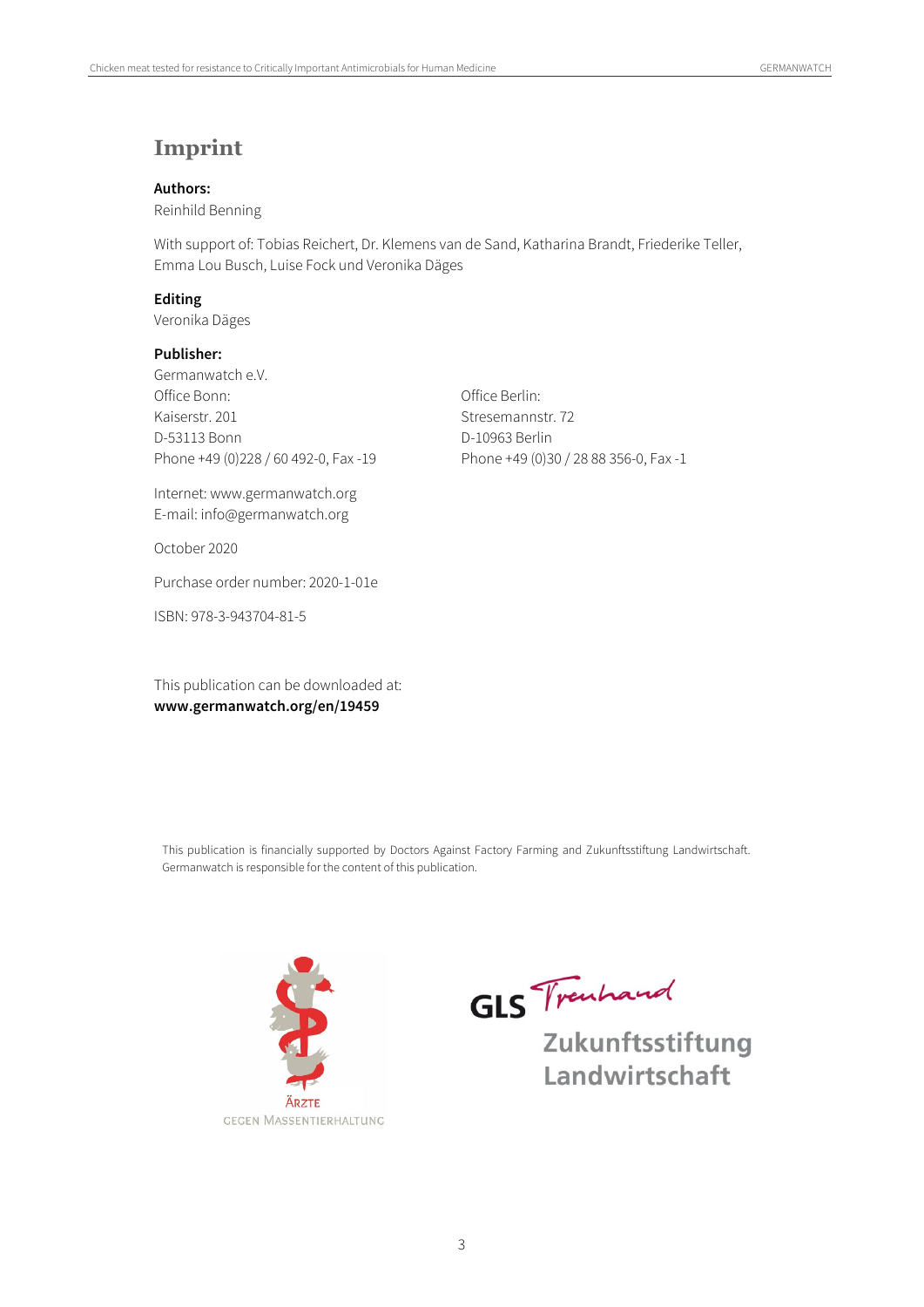# Imprint

**Authors:**

Reinhild Benning

With support of: Tobias Reichert, Dr. Klemens van de Sand, Katharina Brandt, Friederike Teller, Emma Lou Busch, Luise Fock und Veronika Däges

**Editing**

Veronika Däges

**Publisher:**

Germanwatch e.V.

Office Bonn:
Kaiserstr. 201
D-53113 Bonn
Phone +49 (0)228 / 60 492-0, Fax -19

Office Berlin:
Stresemannstr. 72
D-10963 Berlin
Phone +49 (0)30 / 28 88 356-0, Fax -1

Internet: www.germanwatch.org
E-mail: info@germanwatch.org

October 2020

Purchase order number: 2020-1-01e

ISBN: 978-3-943704-81-5

This publication can be downloaded at:
**www.germanwatch.org/en/19459**

This publication is financially supported by Doctors Against Factory Farming and Zukunftsstiftung Landwirtschaft. Germanwatch is responsible for the content of this publication.

ÄRZTE GEGEN MASSENTIERHALTUNG

GLS Treuhand Zukunftsstiftung Landwirtschaft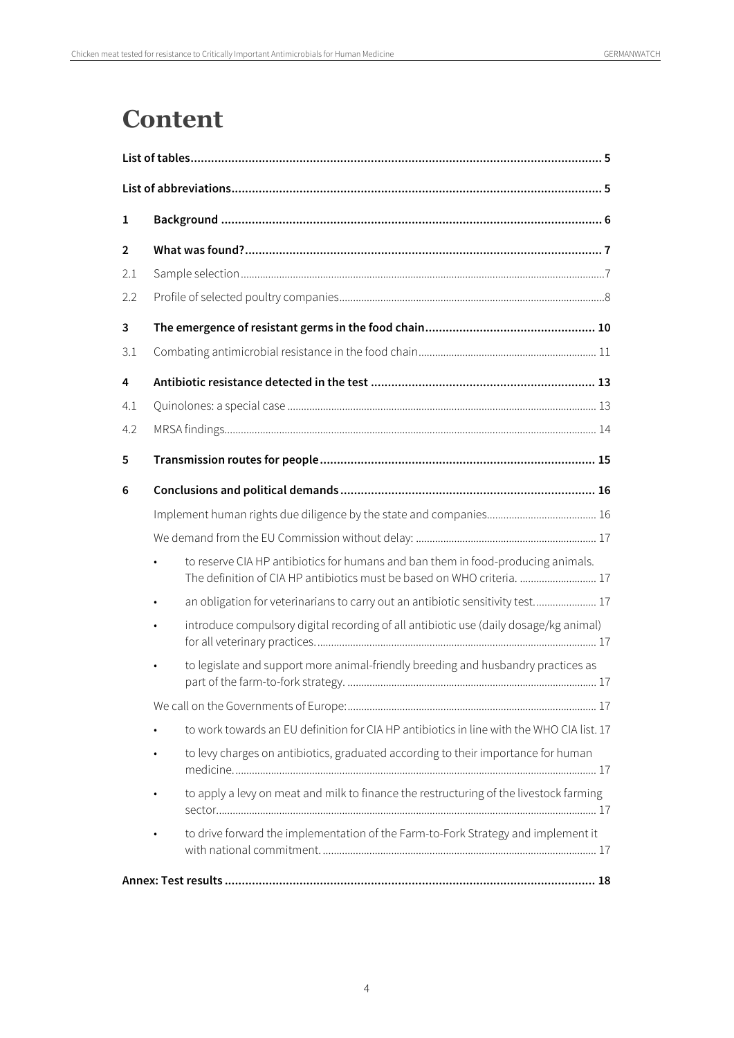# Content

| | | |
|---|---|---|
| **List of tables** | | **5** |
| **List of abbreviations** | | **5** |
| **1** | **Background** | **6** |
| **2** | **What was found?** | **7** |
| 2.1 | Sample selection | 7 |
| 2.2 | Profile of selected poultry companies | 8 |
| **3** | **The emergence of resistant germs in the food chain** | **10** |
| 3.1 | Combating antimicrobial resistance in the food chain | 11 |
| **4** | **Antibiotic resistance detected in the test** | **13** |
| 4.1 | Quinolones: a special case | 13 |
| 4.2 | MRSA findings | 14 |
| **5** | **Transmission routes for people** | **15** |
| **6** | **Conclusions and political demands** | **16** |
| | Implement human rights due diligence by the state and companies | 16 |
| | We demand from the EU Commission without delay: | 17 |
| | • to reserve CIA HP antibiotics for humans and ban them in food-producing animals. The definition of CIA HP antibiotics must be based on WHO criteria. | 17 |
| | • an obligation for veterinarians to carry out an antibiotic sensitivity test | 17 |
| | • introduce compulsory digital recording of all antibiotic use (daily dosage/kg animal) for all veterinary practices. | 17 |
| | • to legislate and support more animal-friendly breeding and husbandry practices as part of the farm-to-fork strategy. | 17 |
| | We call on the Governments of Europe: | 17 |
| | • to work towards an EU definition for CIA HP antibiotics in line with the WHO CIA list. | 17 |
| | • to levy charges on antibiotics, graduated according to their importance for human medicine. | 17 |
| | • to apply a levy on meat and milk to finance the restructuring of the livestock farming sector. | 17 |
| | • to drive forward the implementation of the Farm-to-Fork Strategy and implement it with national commitment. | 17 |
| **Annex: Test results** | | **18** |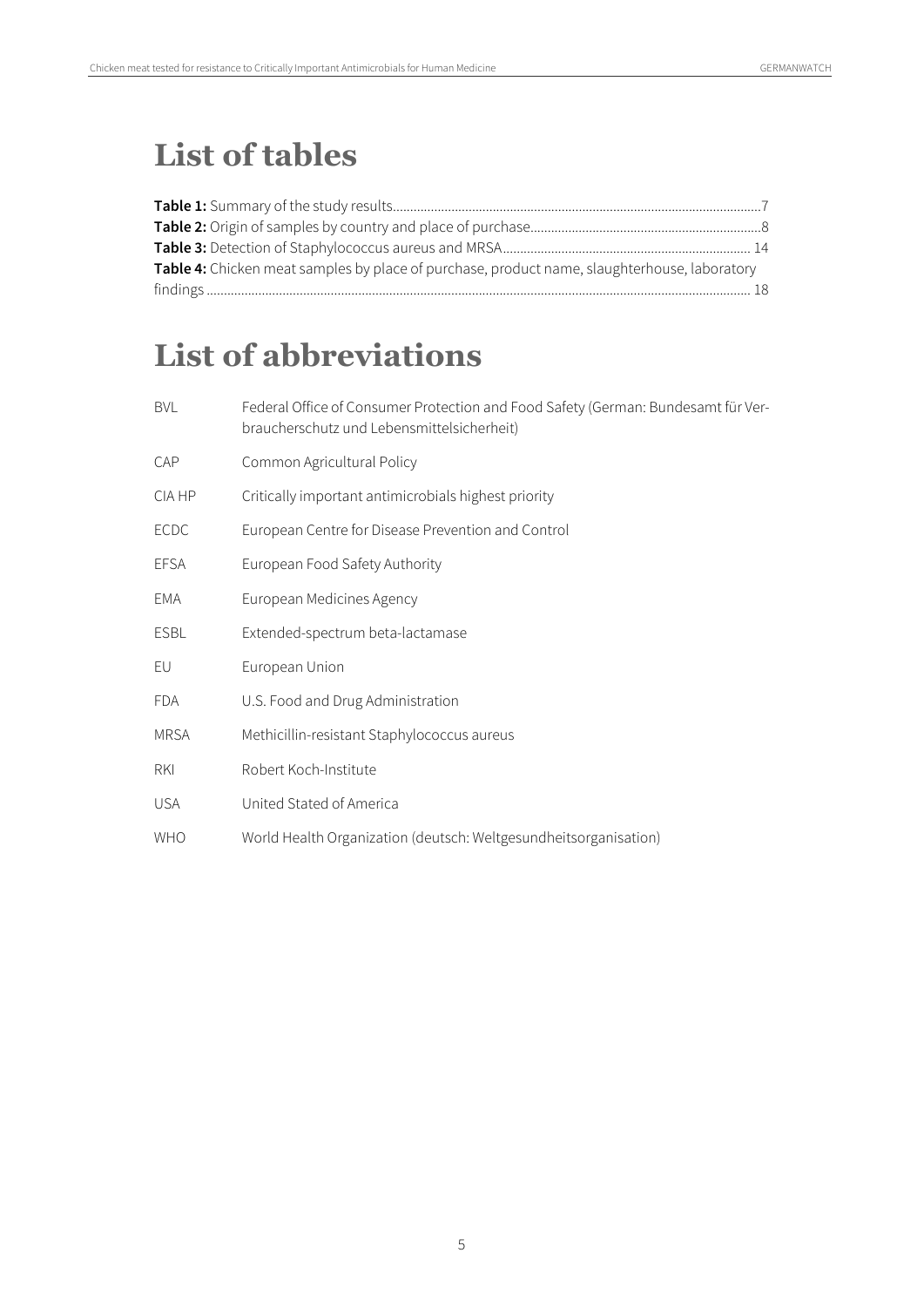# List of tables

**Table 1:** Summary of the study results.......................................................................................................7
**Table 2:** Origin of samples by country and place of purchase.................................................................8
**Table 3:** Detection of Staphylococcus aureus and MRSA...................................................................... 14
**Table 4:** Chicken meat samples by place of purchase, product name, slaughterhouse, laboratory findings ......................................................................................................................................................... 18

# List of abbreviations

| | |
|---|---|
| BVL | Federal Office of Consumer Protection and Food Safety (German: Bundesamt für Verbraucherschutz und Lebensmittelsicherheit) |
| CAP | Common Agricultural Policy |
| CIA HP | Critically important antimicrobials highest priority |
| ECDC | European Centre for Disease Prevention and Control |
| EFSA | European Food Safety Authority |
| EMA | European Medicines Agency |
| ESBL | Extended-spectrum beta-lactamase |
| EU | European Union |
| FDA | U.S. Food and Drug Administration |
| MRSA | Methicillin-resistant Staphylococcus aureus |
| RKI | Robert Koch-Institute |
| USA | United Stated of America |
| WHO | World Health Organization (deutsch: Weltgesundheitsorganisation) |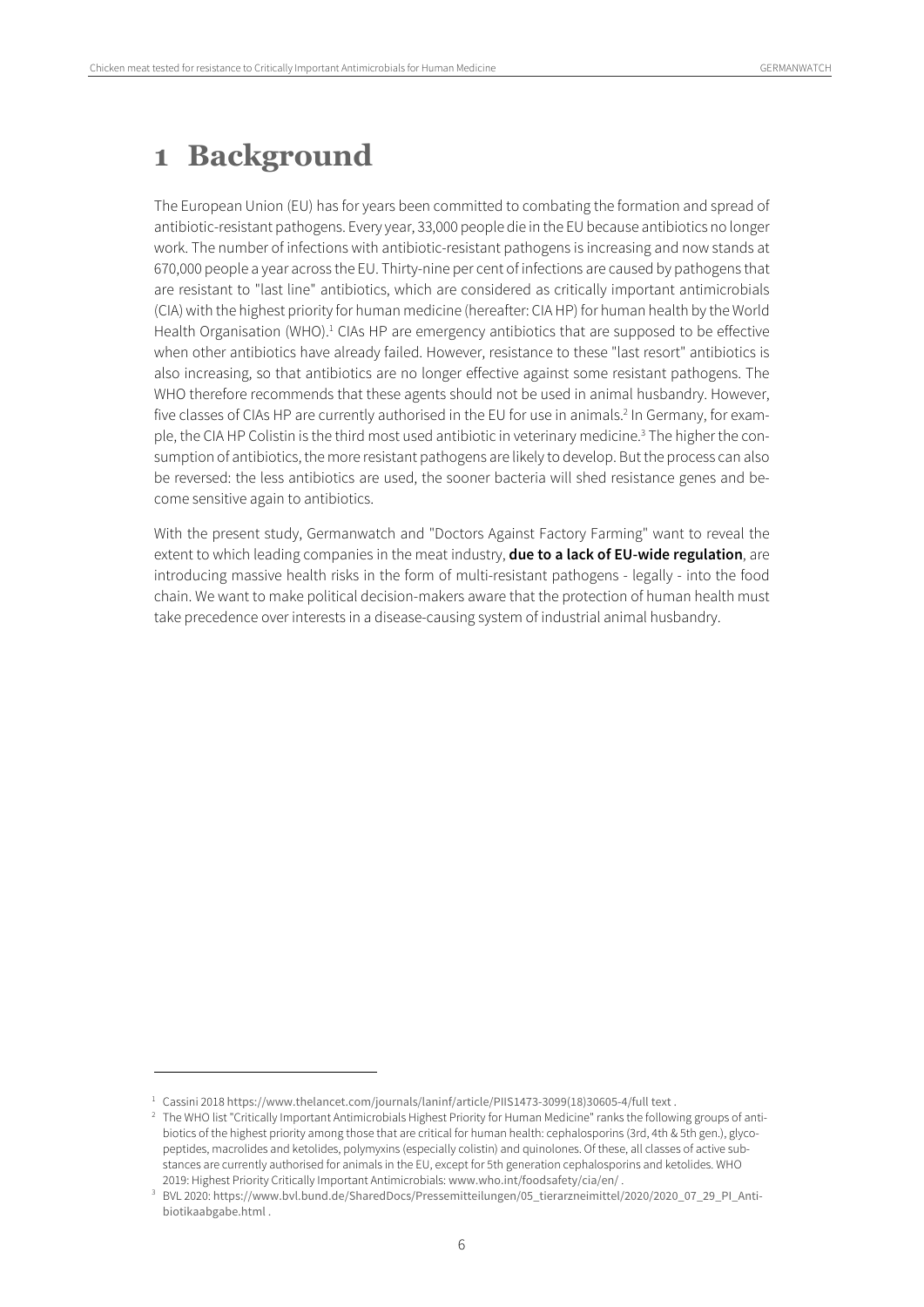# 1 Background

The European Union (EU) has for years been committed to combating the formation and spread of antibiotic-resistant pathogens. Every year, 33,000 people die in the EU because antibiotics no longer work. The number of infections with antibiotic-resistant pathogens is increasing and now stands at 670,000 people a year across the EU. Thirty-nine per cent of infections are caused by pathogens that are resistant to "last line" antibiotics, which are considered as critically important antimicrobials (CIA) with the highest priority for human medicine (hereafter: CIA HP) for human health by the World Health Organisation (WHO).[1] CIAs HP are emergency antibiotics that are supposed to be effective when other antibiotics have already failed. However, resistance to these "last resort" antibiotics is also increasing, so that antibiotics are no longer effective against some resistant pathogens. The WHO therefore recommends that these agents should not be used in animal husbandry. However, five classes of CIAs HP are currently authorised in the EU for use in animals.[2] In Germany, for example, the CIA HP Colistin is the third most used antibiotic in veterinary medicine.[3] The higher the consumption of antibiotics, the more resistant pathogens are likely to develop. But the process can also be reversed: the less antibiotics are used, the sooner bacteria will shed resistance genes and become sensitive again to antibiotics.

With the present study, Germanwatch and "Doctors Against Factory Farming" want to reveal the extent to which leading companies in the meat industry, **due to a lack of EU-wide regulation**, are introducing massive health risks in the form of multi-resistant pathogens - legally - into the food chain. We want to make political decision-makers aware that the protection of human health must take precedence over interests in a disease-causing system of industrial animal husbandry.

---

[1] Cassini 2018 https://www.thelancet.com/journals/laninf/article/PIIS1473-3099(18)30605-4/full text .

[2] The WHO list "Critically Important Antimicrobials Highest Priority for Human Medicine" ranks the following groups of antibiotics of the highest priority among those that are critical for human health: cephalosporins (3rd, 4th & 5th gen.), glycopeptides, macrolides and ketolides, polymyxins (especially colistin) and quinolones. Of these, all classes of active substances are currently authorised for animals in the EU, except for 5th generation cephalosporins and ketolides. WHO 2019: Highest Priority Critically Important Antimicrobials: www.who.int/foodsafety/cia/en/ .

[3] BVL 2020: https://www.bvl.bund.de/SharedDocs/Pressemitteilungen/05_tierarzneimittel/2020/2020_07_29_PI_Antibiotikaabgabe.html .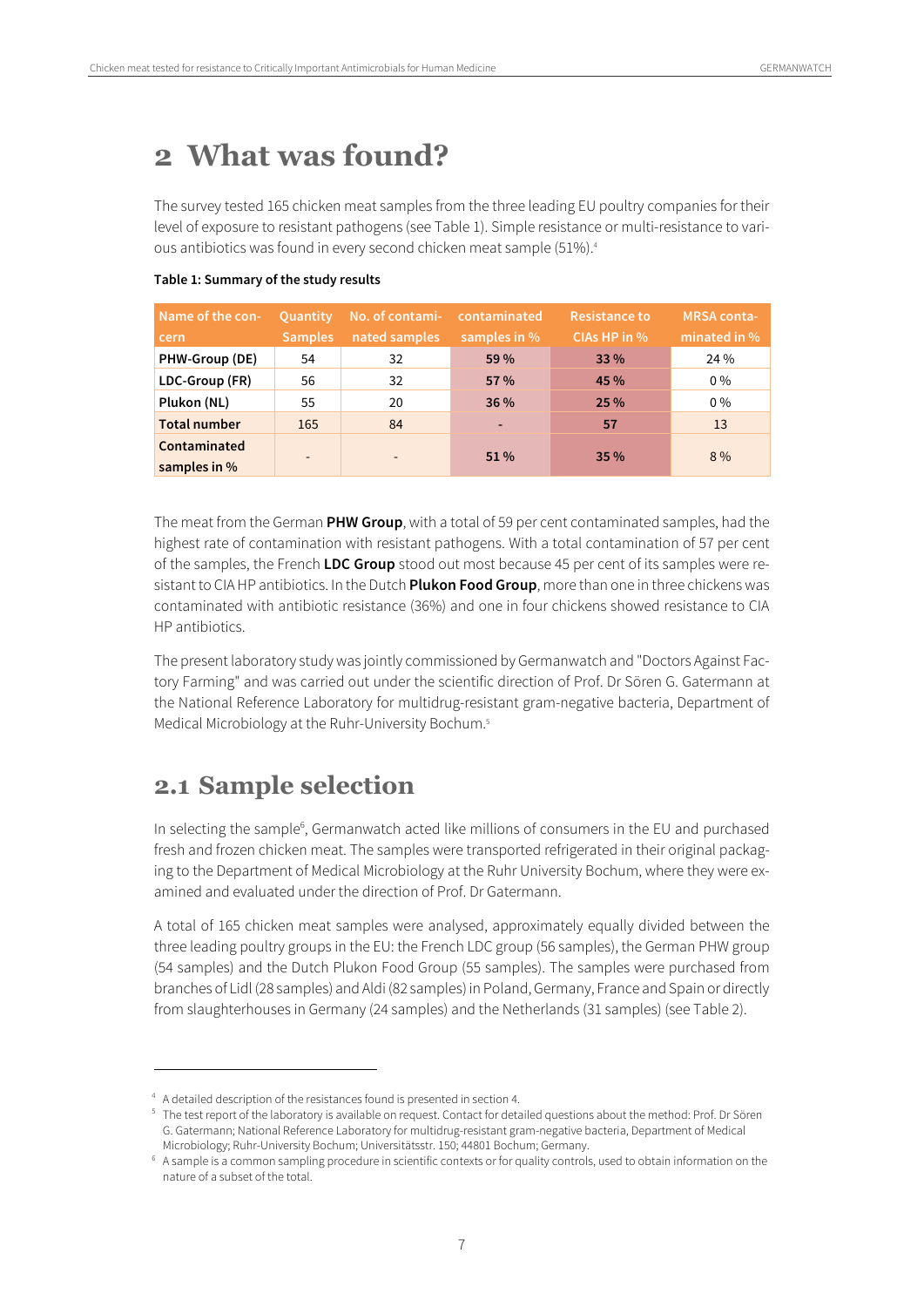# 2 What was found?

The survey tested 165 chicken meat samples from the three leading EU poultry companies for their level of exposure to resistant pathogens (see Table 1). Simple resistance or multi-resistance to various antibiotics was found in every second chicken meat sample (51%).[4]

**Table 1: Summary of the study results**

| Name of the concern | Quantity Samples | No. of contaminated samples | contaminated samples in % | Resistance to CIAs HP in % | MRSA contaminated in % |
|---|---|---|---|---|---|
| **PHW-Group (DE)** | 54 | 32 | **59 %** | **33 %** | 24 % |
| **LDC-Group (FR)** | 56 | 32 | **57 %** | **45 %** | 0 % |
| **Plukon (NL)** | 55 | 20 | **36 %** | **25 %** | 0 % |
| **Total number** | 165 | 84 | - | **57** | 13 |
| **Contaminated samples in %** | - | - | **51 %** | **35 %** | 8 % |

The meat from the German **PHW Group**, with a total of 59 per cent contaminated samples, had the highest rate of contamination with resistant pathogens. With a total contamination of 57 per cent of the samples, the French **LDC Group** stood out most because 45 per cent of its samples were resistant to CIA HP antibiotics. In the Dutch **Plukon Food Group**, more than one in three chickens was contaminated with antibiotic resistance (36%) and one in four chickens showed resistance to CIA HP antibiotics.

The present laboratory study was jointly commissioned by Germanwatch and "Doctors Against Factory Farming" and was carried out under the scientific direction of Prof. Dr Sören G. Gatermann at the National Reference Laboratory for multidrug-resistant gram-negative bacteria, Department of Medical Microbiology at the Ruhr-University Bochum.[5]

## 2.1 Sample selection

In selecting the sample[6], Germanwatch acted like millions of consumers in the EU and purchased fresh and frozen chicken meat. The samples were transported refrigerated in their original packaging to the Department of Medical Microbiology at the Ruhr University Bochum, where they were examined and evaluated under the direction of Prof. Dr Gatermann.

A total of 165 chicken meat samples were analysed, approximately equally divided between the three leading poultry groups in the EU: the French LDC group (56 samples), the German PHW group (54 samples) and the Dutch Plukon Food Group (55 samples). The samples were purchased from branches of Lidl (28 samples) and Aldi (82 samples) in Poland, Germany, France and Spain or directly from slaughterhouses in Germany (24 samples) and the Netherlands (31 samples) (see Table 2).

---

[4] A detailed description of the resistances found is presented in section 4.

[5] The test report of the laboratory is available on request. Contact for detailed questions about the method: Prof. Dr Sören G. Gatermann; National Reference Laboratory for multidrug-resistant gram-negative bacteria, Department of Medical Microbiology; Ruhr-University Bochum; Universitätsstr. 150; 44801 Bochum; Germany.

[6] A sample is a common sampling procedure in scientific contexts or for quality controls, used to obtain information on the nature of a subset of the total.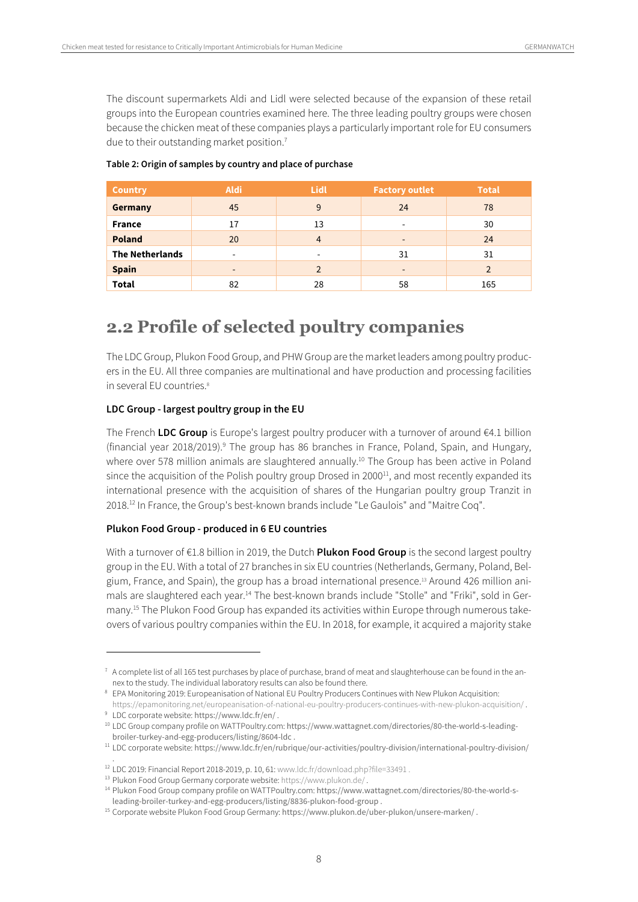The discount supermarkets Aldi and Lidl were selected because of the expansion of these retail groups into the European countries examined here. The three leading poultry groups were chosen because the chicken meat of these companies plays a particularly important role for EU consumers due to their outstanding market position.[7]

**Table 2: Origin of samples by country and place of purchase**

| Country | Aldi | Lidl | Factory outlet | Total |
|---|---|---|---|---|
| **Germany** | 45 | 9 | 24 | 78 |
| **France** | 17 | 13 | - | 30 |
| **Poland** | 20 | 4 | - | 24 |
| **The Netherlands** | - | - | 31 | 31 |
| **Spain** | - | 2 | - | 2 |
| **Total** | 82 | 28 | 58 | 165 |

## 2.2 Profile of selected poultry companies

The LDC Group, Plukon Food Group, and PHW Group are the market leaders among poultry producers in the EU. All three companies are multinational and have production and processing facilities in several EU countries.[8]

### LDC Group - largest poultry group in the EU

The French **LDC Group** is Europe's largest poultry producer with a turnover of around €4.1 billion (financial year 2018/2019).[9] The group has 86 branches in France, Poland, Spain, and Hungary, where over 578 million animals are slaughtered annually.[10] The Group has been active in Poland since the acquisition of the Polish poultry group Drosed in 2000[11], and most recently expanded its international presence with the acquisition of shares of the Hungarian poultry group Tranzit in 2018.[12] In France, the Group's best-known brands include "Le Gaulois" and "Maitre Coq".

### Plukon Food Group - produced in 6 EU countries

With a turnover of €1.8 billion in 2019, the Dutch **Plukon Food Group** is the second largest poultry group in the EU. With a total of 27 branches in six EU countries (Netherlands, Germany, Poland, Belgium, France, and Spain), the group has a broad international presence.[13] Around 426 million animals are slaughtered each year.[14] The best-known brands include "Stolle" and "Friki", sold in Germany.[15] The Plukon Food Group has expanded its activities within Europe through numerous takeovers of various poultry companies within the EU. In 2018, for example, it acquired a majority stake

---

[7] A complete list of all 165 test purchases by place of purchase, brand of meat and slaughterhouse can be found in the annex to the study. The individual laboratory results can also be found there.

[8] EPA Monitoring 2019: Europeanisation of National EU Poultry Producers Continues with New Plukon Acquisition: https://epamonitoring.net/europeanisation-of-national-eu-poultry-producers-continues-with-new-plukon-acquisition/ .

[9] LDC corporate website: https://www.ldc.fr/en/ .

[10] LDC Group company profile on WATTPoultry.com: https://www.wattagnet.com/directories/80-the-world-s-leading-broiler-turkey-and-egg-producers/listing/8604-ldc .

[11] LDC corporate website: https://www.ldc.fr/en/rubrique/our-activities/poultry-division/international-poultry-division/ .

[12] LDC 2019: Financial Report 2018-2019, p. 10, 61: www.ldc.fr/download.php?file=33491 .

[13] Plukon Food Group Germany corporate website: https://www.plukon.de/ .

[14] Plukon Food Group company profile on WATTPoultry.com: https://www.wattagnet.com/directories/80-the-world-s-leading-broiler-turkey-and-egg-producers/listing/8836-plukon-food-group .

[15] Corporate website Plukon Food Group Germany: https://www.plukon.de/uber-plukon/unsere-marken/ .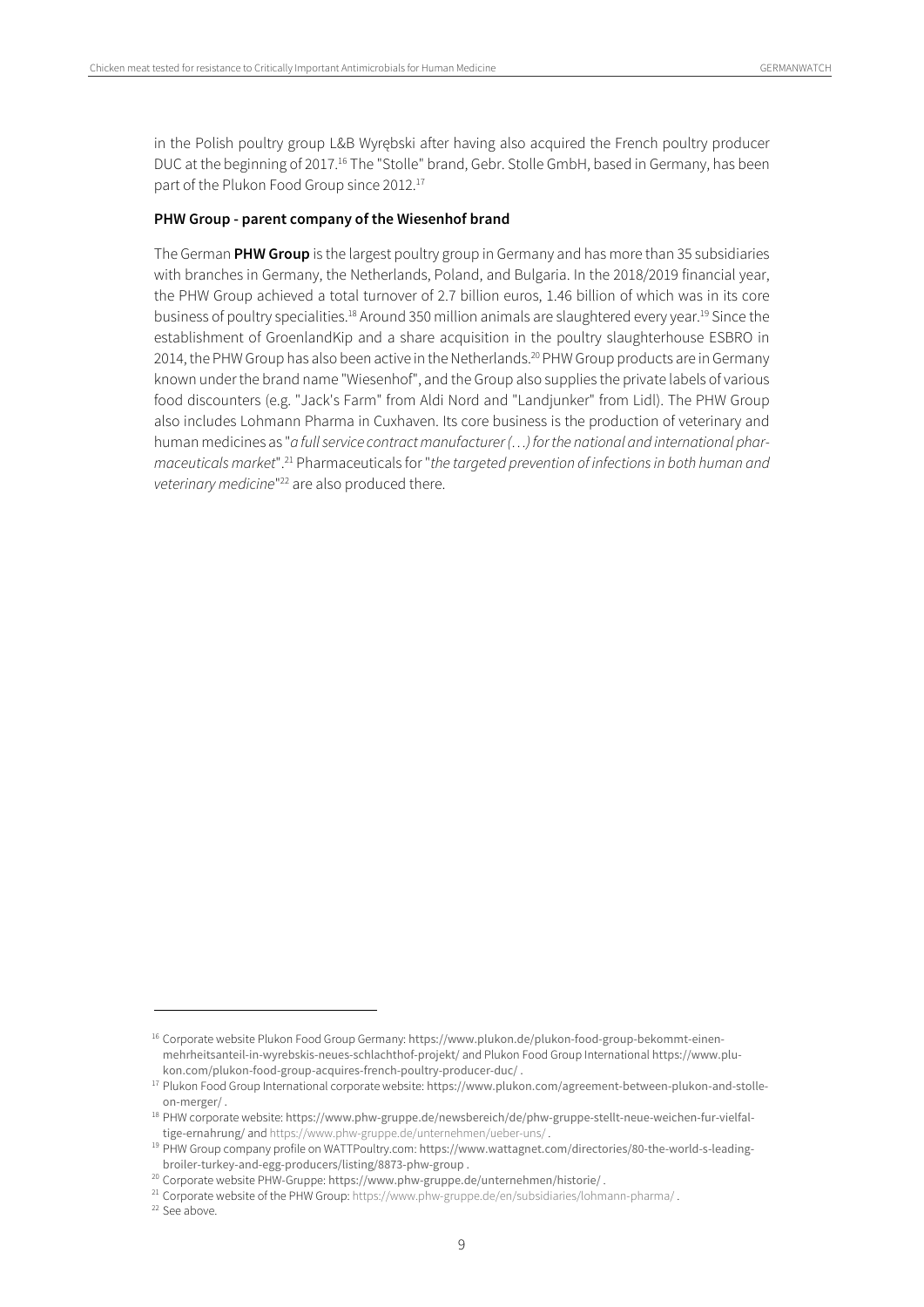in the Polish poultry group L&B Wyrębski after having also acquired the French poultry producer DUC at the beginning of 2017.[16] The "Stolle" brand, Gebr. Stolle GmbH, based in Germany, has been part of the Plukon Food Group since 2012.[17]

**PHW Group - parent company of the Wiesenhof brand**

The German **PHW Group** is the largest poultry group in Germany and has more than 35 subsidiaries with branches in Germany, the Netherlands, Poland, and Bulgaria. In the 2018/2019 financial year, the PHW Group achieved a total turnover of 2.7 billion euros, 1.46 billion of which was in its core business of poultry specialities.[18] Around 350 million animals are slaughtered every year.[19] Since the establishment of GroenlandKip and a share acquisition in the poultry slaughterhouse ESBRO in 2014, the PHW Group has also been active in the Netherlands.[20] PHW Group products are in Germany known under the brand name "Wiesenhof", and the Group also supplies the private labels of various food discounters (e.g. "Jack's Farm" from Aldi Nord and "Landjunker" from Lidl). The PHW Group also includes Lohmann Pharma in Cuxhaven. Its core business is the production of veterinary and human medicines as "*a full service contract manufacturer (…) for the national and international pharmaceuticals market*".[21] Pharmaceuticals for "*the targeted prevention of infections in both human and veterinary medicine*"[22] are also produced there.

---

[16] Corporate website Plukon Food Group Germany: https://www.plukon.de/plukon-food-group-bekommt-einen-mehrheitsanteil-in-wyrebskis-neues-schlachthof-projekt/ and Plukon Food Group International https://www.plukon.com/plukon-food-group-acquires-french-poultry-producer-duc/ .

[17] Plukon Food Group International corporate website: https://www.plukon.com/agreement-between-plukon-and-stolle-on-merger/ .

[18] PHW corporate website: https://www.phw-gruppe.de/newsbereich/de/phw-gruppe-stellt-neue-weichen-fur-vielfaltige-ernahrung/ and https://www.phw-gruppe.de/unternehmen/ueber-uns/ .

[19] PHW Group company profile on WATTPoultry.com: https://www.wattagnet.com/directories/80-the-world-s-leading-broiler-turkey-and-egg-producers/listing/8873-phw-group .

[20] Corporate website PHW-Gruppe: https://www.phw-gruppe.de/unternehmen/historie/ .

[21] Corporate website of the PHW Group: https://www.phw-gruppe.de/en/subsidiaries/lohmann-pharma/ .

[22] See above.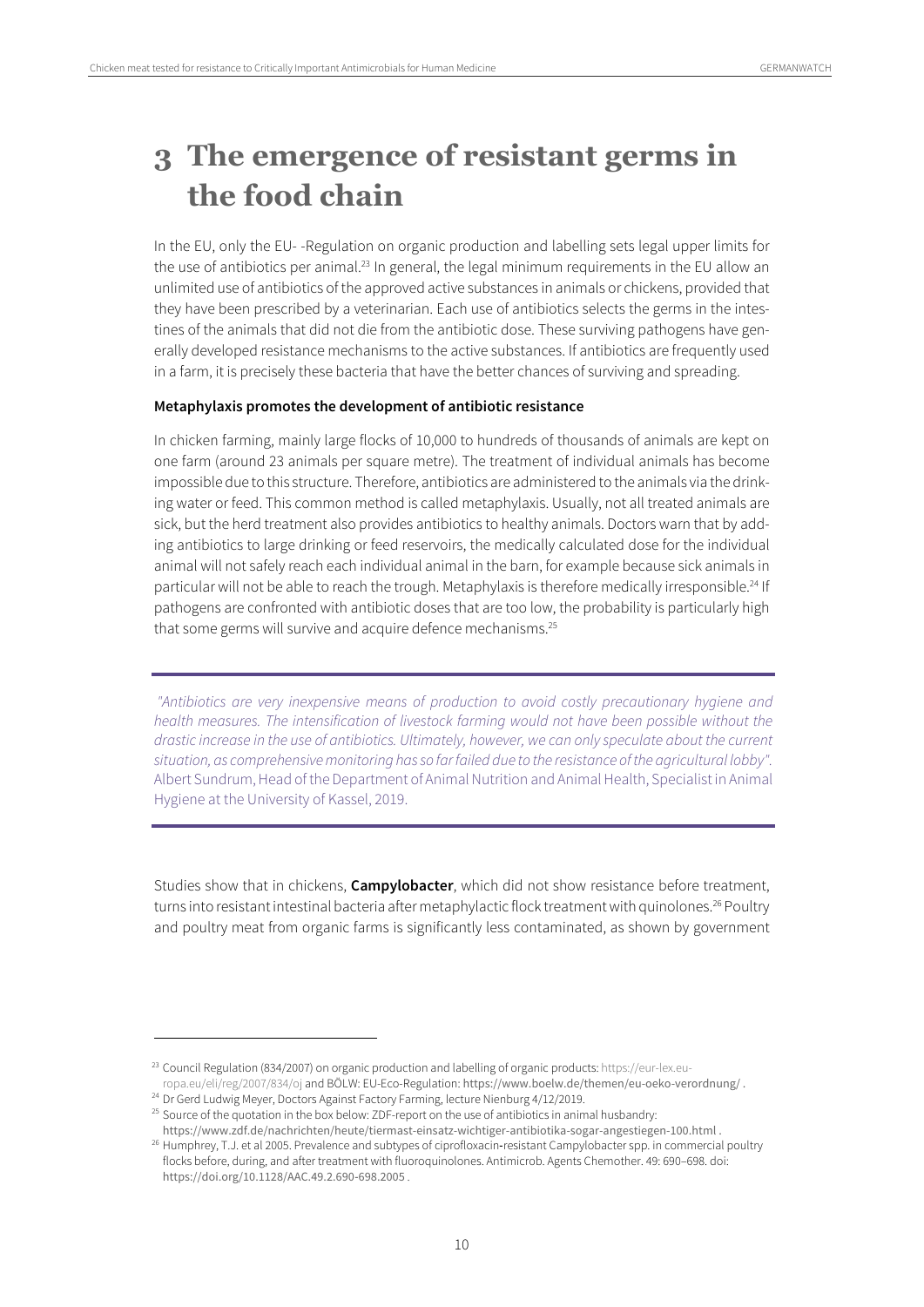# 3 The emergence of resistant germs in the food chain

In the EU, only the EU- -Regulation on organic production and labelling sets legal upper limits for the use of antibiotics per animal.[23] In general, the legal minimum requirements in the EU allow an unlimited use of antibiotics of the approved active substances in animals or chickens, provided that they have been prescribed by a veterinarian. Each use of antibiotics selects the germs in the intestines of the animals that did not die from the antibiotic dose. These surviving pathogens have generally developed resistance mechanisms to the active substances. If antibiotics are frequently used in a farm, it is precisely these bacteria that have the better chances of surviving and spreading.

**Metaphylaxis promotes the development of antibiotic resistance**

In chicken farming, mainly large flocks of 10,000 to hundreds of thousands of animals are kept on one farm (around 23 animals per square metre). The treatment of individual animals has become impossible due to this structure. Therefore, antibiotics are administered to the animals via the drinking water or feed. This common method is called metaphylaxis. Usually, not all treated animals are sick, but the herd treatment also provides antibiotics to healthy animals. Doctors warn that by adding antibiotics to large drinking or feed reservoirs, the medically calculated dose for the individual animal will not safely reach each individual animal in the barn, for example because sick animals in particular will not be able to reach the trough. Metaphylaxis is therefore medically irresponsible.[24] If pathogens are confronted with antibiotic doses that are too low, the probability is particularly high that some germs will survive and acquire defence mechanisms.[25]

> *"Antibiotics are very inexpensive means of production to avoid costly precautionary hygiene and health measures. The intensification of livestock farming would not have been possible without the drastic increase in the use of antibiotics. Ultimately, however, we can only speculate about the current situation, as comprehensive monitoring has so far failed due to the resistance of the agricultural lobby".*
> Albert Sundrum, Head of the Department of Animal Nutrition and Animal Health, Specialist in Animal Hygiene at the University of Kassel, 2019.

Studies show that in chickens, **Campylobacter**, which did not show resistance before treatment, turns into resistant intestinal bacteria after metaphylactic flock treatment with quinolones.[26] Poultry and poultry meat from organic farms is significantly less contaminated, as shown by government

---

[23] Council Regulation (834/2007) on organic production and labelling of organic products: https://eur-lex.europa.eu/eli/reg/2007/834/oj and BÖLW: EU-Eco-Regulation: https://www.boelw.de/themen/eu-oeko-verordnung/ .

[24] Dr Gerd Ludwig Meyer, Doctors Against Factory Farming, lecture Nienburg 4/12/2019.

[25] Source of the quotation in the box below: ZDF-report on the use of antibiotics in animal husbandry: https://www.zdf.de/nachrichten/heute/tiermast-einsatz-wichtiger-antibiotika-sogar-angestiegen-100.html .

[26] Humphrey, T.J. et al 2005. Prevalence and subtypes of ciprofloxacin-resistant Campylobacter spp. in commercial poultry flocks before, during, and after treatment with fluoroquinolones. Antimicrob. Agents Chemother. 49: 690–698. doi: https://doi.org/10.1128/AAC.49.2.690-698.2005 .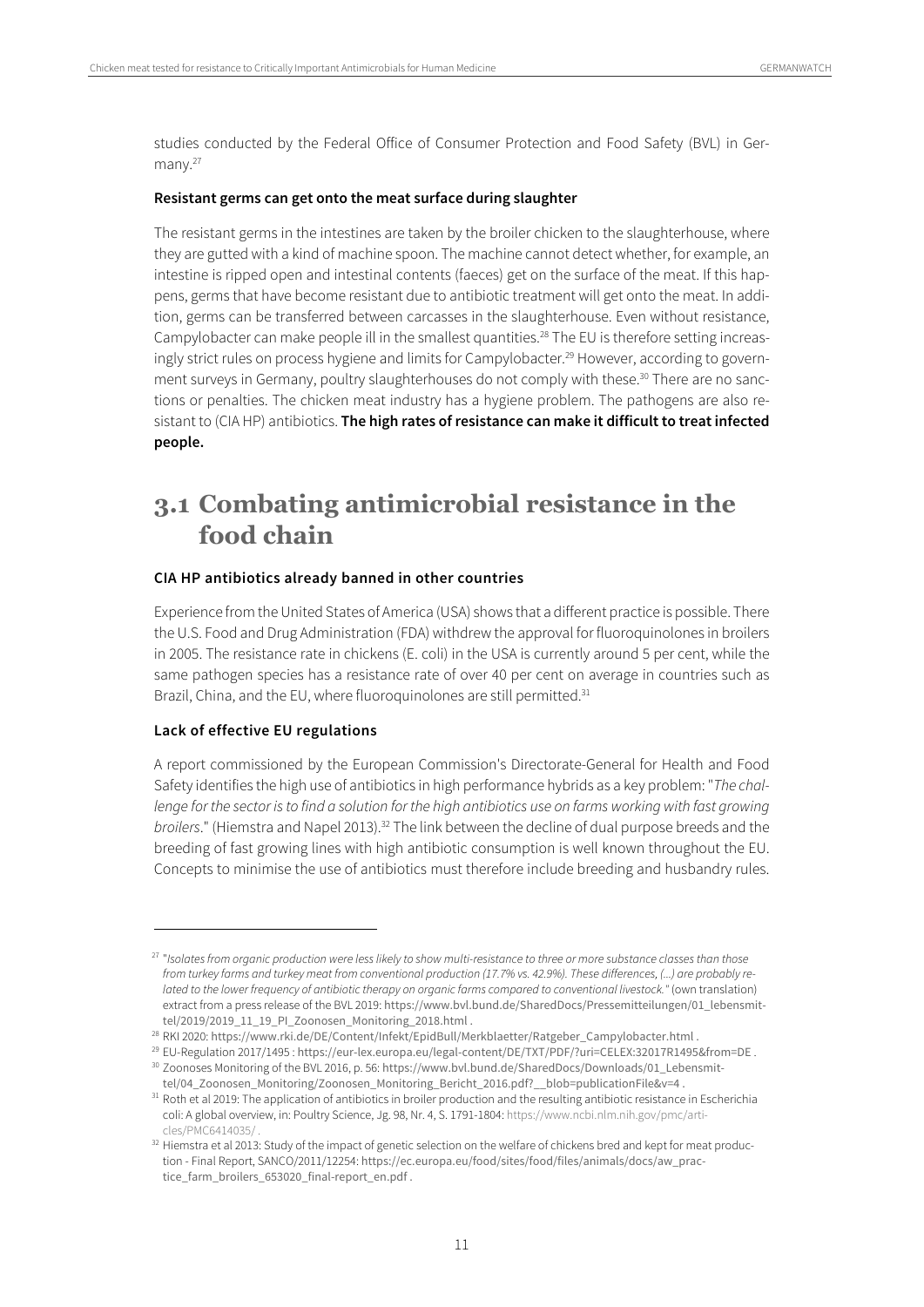studies conducted by the Federal Office of Consumer Protection and Food Safety (BVL) in Germany.[27]

**Resistant germs can get onto the meat surface during slaughter**

The resistant germs in the intestines are taken by the broiler chicken to the slaughterhouse, where they are gutted with a kind of machine spoon. The machine cannot detect whether, for example, an intestine is ripped open and intestinal contents (faeces) get on the surface of the meat. If this happens, germs that have become resistant due to antibiotic treatment will get onto the meat. In addition, germs can be transferred between carcasses in the slaughterhouse. Even without resistance, Campylobacter can make people ill in the smallest quantities.[28] The EU is therefore setting increasingly strict rules on process hygiene and limits for Campylobacter.[29] However, according to government surveys in Germany, poultry slaughterhouses do not comply with these.[30] There are no sanctions or penalties. The chicken meat industry has a hygiene problem. The pathogens are also resistant to (CIA HP) antibiotics. **The high rates of resistance can make it difficult to treat infected people.**

## 3.1 Combating antimicrobial resistance in the food chain

**CIA HP antibiotics already banned in other countries**

Experience from the United States of America (USA) shows that a different practice is possible. There the U.S. Food and Drug Administration (FDA) withdrew the approval for fluoroquinolones in broilers in 2005. The resistance rate in chickens (E. coli) in the USA is currently around 5 per cent, while the same pathogen species has a resistance rate of over 40 per cent on average in countries such as Brazil, China, and the EU, where fluoroquinolones are still permitted.[31]

**Lack of effective EU regulations**

A report commissioned by the European Commission's Directorate-General for Health and Food Safety identifies the high use of antibiotics in high performance hybrids as a key problem: "*The challenge for the sector is to find a solution for the high antibiotics use on farms working with fast growing broilers*." (Hiemstra and Napel 2013).[32] The link between the decline of dual purpose breeds and the breeding of fast growing lines with high antibiotic consumption is well known throughout the EU. Concepts to minimise the use of antibiotics must therefore include breeding and husbandry rules.

---

[27] "*Isolates from organic production were less likely to show multi-resistance to three or more substance classes than those from turkey farms and turkey meat from conventional production (17.7% vs. 42.9%). These differences, (...) are probably related to the lower frequency of antibiotic therapy on organic farms compared to conventional livestock.*" (own translation) extract from a press release of the BVL 2019: https://www.bvl.bund.de/SharedDocs/Pressemitteilungen/01_lebensmittel/2019/2019_11_19_PI_Zoonosen_Monitoring_2018.html .

[28] RKI 2020: https://www.rki.de/DE/Content/Infekt/EpidBull/Merkblaetter/Ratgeber_Campylobacter.html .

[29] EU-Regulation 2017/1495 : https://eur-lex.europa.eu/legal-content/DE/TXT/PDF/?uri=CELEX:32017R1495&from=DE .

[30] Zoonoses Monitoring of the BVL 2016, p. 56: https://www.bvl.bund.de/SharedDocs/Downloads/01_Lebensmittel/04_Zoonosen_Monitoring/Zoonosen_Monitoring_Bericht_2016.pdf?__blob=publicationFile&v=4 .

[31] Roth et al 2019: The application of antibiotics in broiler production and the resulting antibiotic resistance in Escherichia coli: A global overview, in: Poultry Science, Jg. 98, Nr. 4, S. 1791-1804: https://www.ncbi.nlm.nih.gov/pmc/articles/PMC6414035/ .

[32] Hiemstra et al 2013: Study of the impact of genetic selection on the welfare of chickens bred and kept for meat production - Final Report, SANCO/2011/12254: https://ec.europa.eu/food/sites/food/files/animals/docs/aw_practice_farm_broilers_653020_final-report_en.pdf .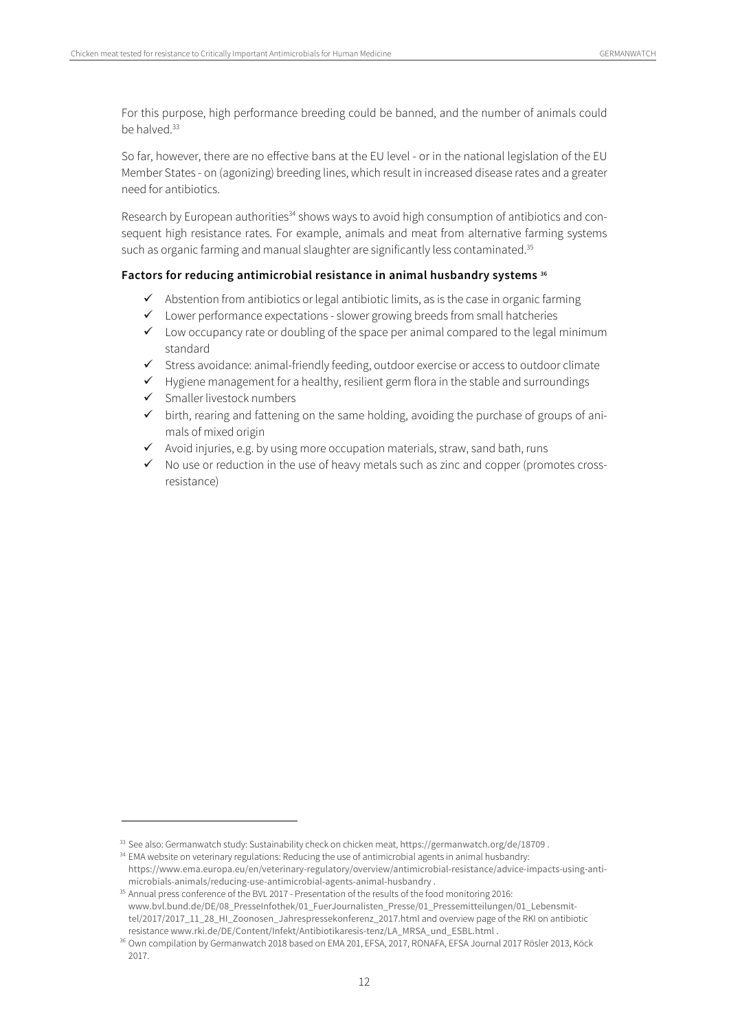For this purpose, high performance breeding could be banned, and the number of animals could be halved.[33]

So far, however, there are no effective bans at the EU level - or in the national legislation of the EU Member States - on (agonizing) breeding lines, which result in increased disease rates and a greater need for antibiotics.

Research by European authorities[34] shows ways to avoid high consumption of antibiotics and consequent high resistance rates. For example, animals and meat from alternative farming systems such as organic farming and manual slaughter are significantly less contaminated.[35]

**Factors for reducing antimicrobial resistance in animal husbandry systems [36]**

- ✓ Abstention from antibiotics or legal antibiotic limits, as is the case in organic farming
- ✓ Lower performance expectations - slower growing breeds from small hatcheries
- ✓ Low occupancy rate or doubling of the space per animal compared to the legal minimum standard
- ✓ Stress avoidance: animal-friendly feeding, outdoor exercise or access to outdoor climate
- ✓ Hygiene management for a healthy, resilient germ flora in the stable and surroundings
- ✓ Smaller livestock numbers
- ✓ birth, rearing and fattening on the same holding, avoiding the purchase of groups of animals of mixed origin
- ✓ Avoid injuries, e.g. by using more occupation materials, straw, sand bath, runs
- ✓ No use or reduction in the use of heavy metals such as zinc and copper (promotes cross-resistance)

---

[33] See also: Germanwatch study: Sustainability check on chicken meat, https://germanwatch.org/de/18709 .

[34] EMA website on veterinary regulations: Reducing the use of antimicrobial agents in animal husbandry: https://www.ema.europa.eu/en/veterinary-regulatory/overview/antimicrobial-resistance/advice-impacts-using-antimicrobials-animals/reducing-use-antimicrobial-agents-animal-husbandry .

[35] Annual press conference of the BVL 2017 - Presentation of the results of the food monitoring 2016: www.bvl.bund.de/DE/08_PresseInfothek/01_FuerJournalisten_Presse/01_Pressemitteilungen/01_Lebensmittel/2017/2017_11_28_HI_Zoonosen_Jahrespressekonferenz_2017.html and overview page of the RKI on antibiotic resistance www.rki.de/DE/Content/Infekt/Antibiotikaresis-tenz/LA_MRSA_und_ESBL.html .

[36] Own compilation by Germanwatch 2018 based on EMA 201, EFSA, 2017, RONAFA, EFSA Journal 2017 Rösler 2013, Köck 2017.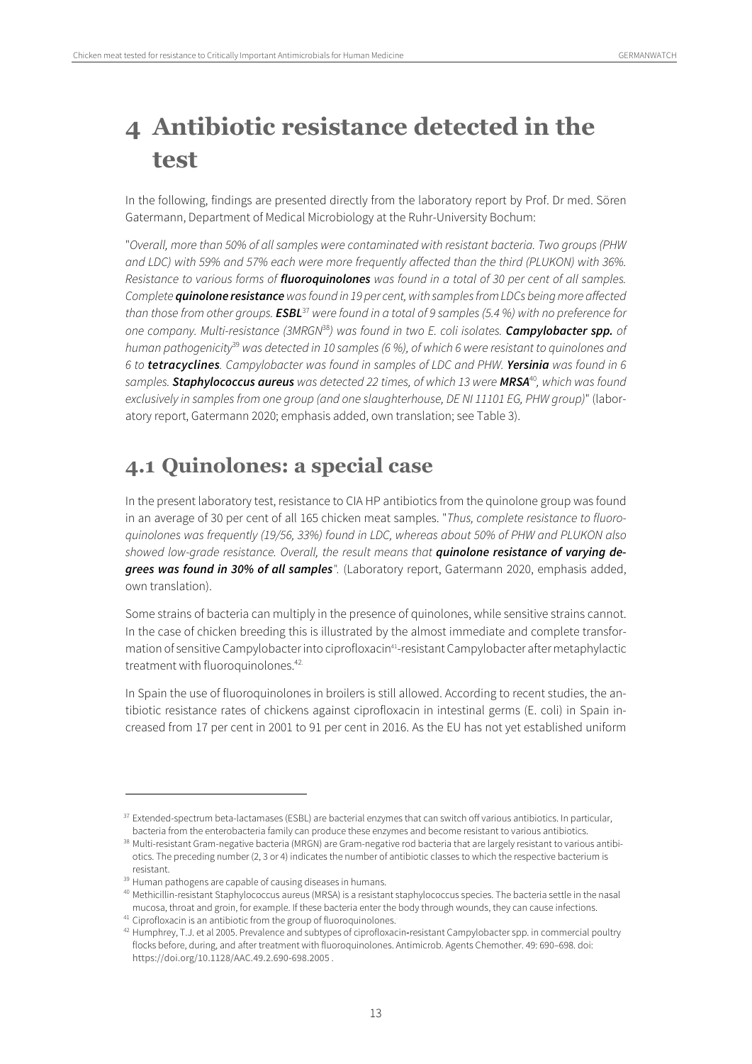# 4 Antibiotic resistance detected in the test

In the following, findings are presented directly from the laboratory report by Prof. Dr med. Sören Gatermann, Department of Medical Microbiology at the Ruhr-University Bochum:

"*Overall, more than 50% of all samples were contaminated with resistant bacteria. Two groups (PHW and LDC) with 59% and 57% each were more frequently affected than the third (PLUKON) with 36%. Resistance to various forms of* ***fluoroquinolones*** *was found in a total of 30 per cent of all samples. Complete* ***quinolone resistance*** *was found in 19 per cent, with samples from LDCs being more affected than those from other groups.* ***ESBL***[37] *were found in a total of 9 samples (5.4 %) with no preference for one company. Multi-resistance (3MRGN*[38]*) was found in two E. coli isolates.* ***Campylobacter spp.*** *of human pathogenicity*[39] *was detected in 10 samples (6 %), of which 6 were resistant to quinolones and 6 to* ***tetracyclines****. Campylobacter was found in samples of LDC and PHW.* ***Yersinia*** *was found in 6 samples.* ***Staphylococcus aureus*** *was detected 22 times, of which 13 were* ***MRSA***[40]*, which was found exclusively in samples from one group (and one slaughterhouse, DE NI 11101 EG, PHW group)*" (laboratory report, Gatermann 2020; emphasis added, own translation; see Table 3).

## 4.1 Quinolones: a special case

In the present laboratory test, resistance to CIA HP antibiotics from the quinolone group was found in an average of 30 per cent of all 165 chicken meat samples. "*Thus, complete resistance to fluoroquinolones was frequently (19/56, 33%) found in LDC, whereas about 50% of PHW and PLUKON also showed low-grade resistance. Overall, the result means that* ***quinolone resistance of varying degrees was found in 30% of all samples****".* (Laboratory report, Gatermann 2020, emphasis added, own translation).

Some strains of bacteria can multiply in the presence of quinolones, while sensitive strains cannot. In the case of chicken breeding this is illustrated by the almost immediate and complete transformation of sensitive Campylobacter into ciprofloxacin[41]-resistant Campylobacter after metaphylactic treatment with fluoroquinolones.[42]

In Spain the use of fluoroquinolones in broilers is still allowed. According to recent studies, the antibiotic resistance rates of chickens against ciprofloxacin in intestinal germs (E. coli) in Spain increased from 17 per cent in 2001 to 91 per cent in 2016. As the EU has not yet established uniform

---

[37] Extended-spectrum beta-lactamases (ESBL) are bacterial enzymes that can switch off various antibiotics. In particular, bacteria from the enterobacteria family can produce these enzymes and become resistant to various antibiotics.

[38] Multi-resistant Gram-negative bacteria (MRGN) are Gram-negative rod bacteria that are largely resistant to various antibiotics. The preceding number (2, 3 or 4) indicates the number of antibiotic classes to which the respective bacterium is resistant.

[39] Human pathogens are capable of causing diseases in humans.

[40] Methicillin-resistant Staphylococcus aureus (MRSA) is a resistant staphylococcus species. The bacteria settle in the nasal mucosa, throat and groin, for example. If these bacteria enter the body through wounds, they can cause infections.

[41] Ciprofloxacin is an antibiotic from the group of fluoroquinolones.

[42] Humphrey, T.J. et al 2005. Prevalence and subtypes of ciprofloxacin-resistant Campylobacter spp. in commercial poultry flocks before, during, and after treatment with fluoroquinolones. Antimicrob. Agents Chemother. 49: 690–698. doi: https://doi.org/10.1128/AAC.49.2.690-698.2005 .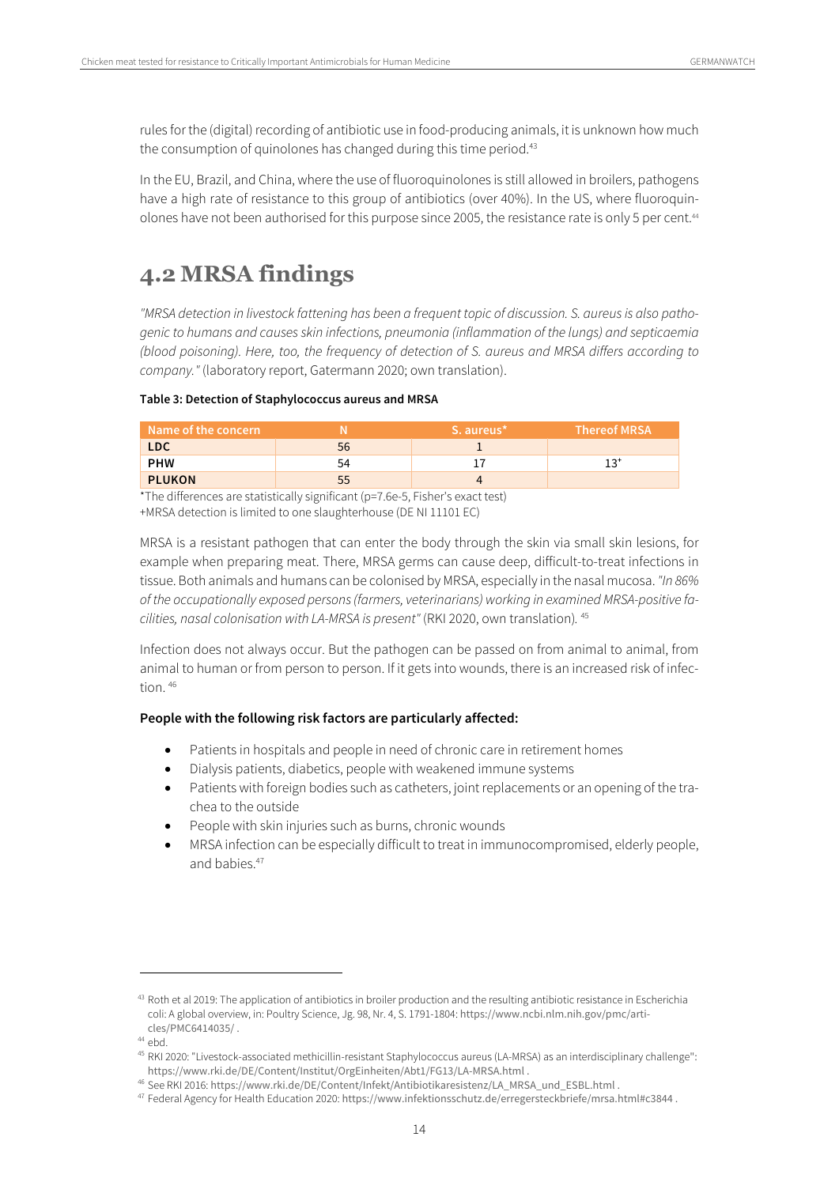rules for the (digital) recording of antibiotic use in food-producing animals, it is unknown how much the consumption of quinolones has changed during this time period.[43]

In the EU, Brazil, and China, where the use of fluoroquinolones is still allowed in broilers, pathogens have a high rate of resistance to this group of antibiotics (over 40%). In the US, where fluoroquinolones have not been authorised for this purpose since 2005, the resistance rate is only 5 per cent.[44]

## 4.2 MRSA findings

*"MRSA detection in livestock fattening has been a frequent topic of discussion. S. aureus is also pathogenic to humans and causes skin infections, pneumonia (inflammation of the lungs) and septicaemia (blood poisoning). Here, too, the frequency of detection of S. aureus and MRSA differs according to company."* (laboratory report, Gatermann 2020; own translation).

**Table 3: Detection of Staphylococcus aureus and MRSA**

| Name of the concern | N | S. aureus* | Thereof MRSA |
|---|---|---|---|
| **LDC** | 56 | 1 | |
| **PHW** | 54 | 17 | 13[+] |
| **PLUKON** | 55 | 4 | |

*The differences are statistically significant (p=7.6e-5, Fisher's exact test)
+MRSA detection is limited to one slaughterhouse (DE NI 11101 EC)

MRSA is a resistant pathogen that can enter the body through the skin via small skin lesions, for example when preparing meat. There, MRSA germs can cause deep, difficult-to-treat infections in tissue. Both animals and humans can be colonised by MRSA, especially in the nasal mucosa. *"In 86% of the occupationally exposed persons (farmers, veterinarians) working in examined MRSA-positive facilities, nasal colonisation with LA-MRSA is present"* (RKI 2020, own translation).[45]

Infection does not always occur. But the pathogen can be passed on from animal to animal, from animal to human or from person to person. If it gets into wounds, there is an increased risk of infection.[46]

**People with the following risk factors are particularly affected:**

- Patients in hospitals and people in need of chronic care in retirement homes
- Dialysis patients, diabetics, people with weakened immune systems
- Patients with foreign bodies such as catheters, joint replacements or an opening of the trachea to the outside
- People with skin injuries such as burns, chronic wounds
- MRSA infection can be especially difficult to treat in immunocompromised, elderly people, and babies.[47]

---

[43] Roth et al 2019: The application of antibiotics in broiler production and the resulting antibiotic resistance in Escherichia coli: A global overview, in: Poultry Science, Jg. 98, Nr. 4, S. 1791-1804: https://www.ncbi.nlm.nih.gov/pmc/articles/PMC6414035/ .

[44] ebd.

[45] RKI 2020: "Livestock-associated methicillin-resistant Staphylococcus aureus (LA-MRSA) as an interdisciplinary challenge": https://www.rki.de/DE/Content/Institut/OrgEinheiten/Abt1/FG13/LA-MRSA.html .

[46] See RKI 2016: https://www.rki.de/DE/Content/Infekt/Antibiotikaresistenz/LA_MRSA_und_ESBL.html .

[47] Federal Agency for Health Education 2020: https://www.infektionsschutz.de/erregersteckbriefe/mrsa.html#c3844 .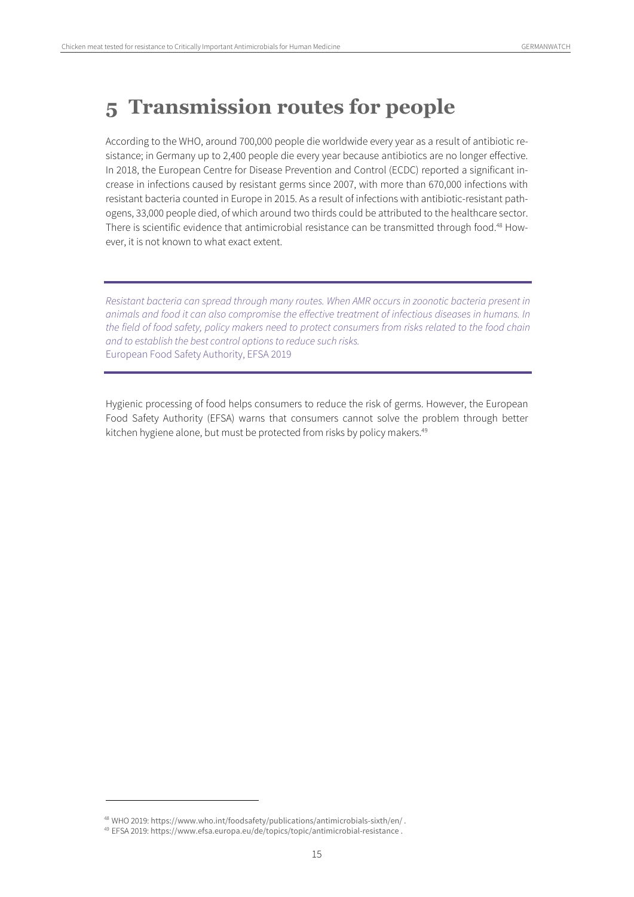# 5 Transmission routes for people

According to the WHO, around 700,000 people die worldwide every year as a result of antibiotic resistance; in Germany up to 2,400 people die every year because antibiotics are no longer effective. In 2018, the European Centre for Disease Prevention and Control (ECDC) reported a significant increase in infections caused by resistant germs since 2007, with more than 670,000 infections with resistant bacteria counted in Europe in 2015. As a result of infections with antibiotic-resistant pathogens, 33,000 people died, of which around two thirds could be attributed to the healthcare sector. There is scientific evidence that antimicrobial resistance can be transmitted through food.[48] However, it is not known to what exact extent.

---

*Resistant bacteria can spread through many routes. When AMR occurs in zoonotic bacteria present in animals and food it can also compromise the effective treatment of infectious diseases in humans. In the field of food safety, policy makers need to protect consumers from risks related to the food chain and to establish the best control options to reduce such risks.*
European Food Safety Authority, EFSA 2019

---

Hygienic processing of food helps consumers to reduce the risk of germs. However, the European Food Safety Authority (EFSA) warns that consumers cannot solve the problem through better kitchen hygiene alone, but must be protected from risks by policy makers.[49]

[48] WHO 2019: https://www.who.int/foodsafety/publications/antimicrobials-sixth/en/ .

[49] EFSA 2019: https://www.efsa.europa.eu/de/topics/topic/antimicrobial-resistance .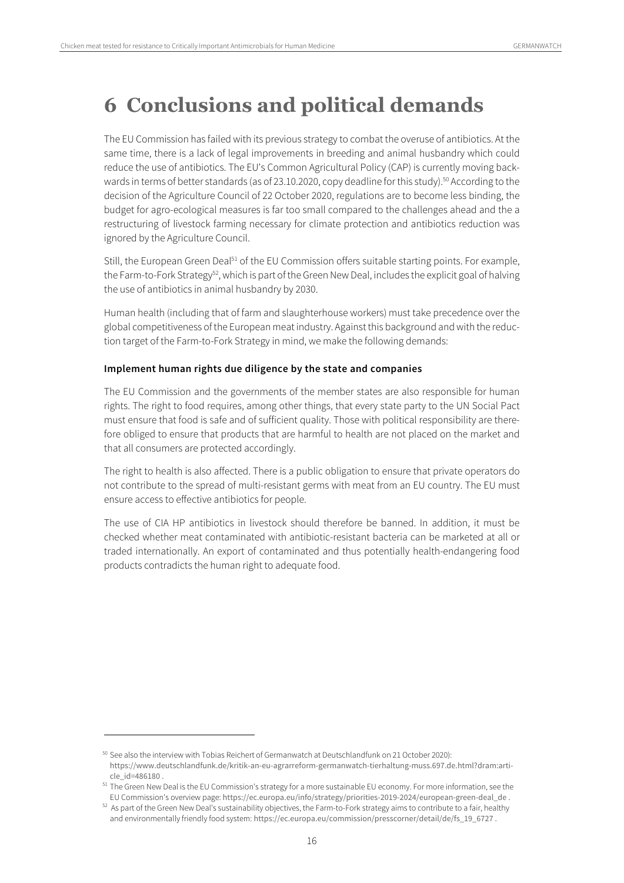# 6 Conclusions and political demands

The EU Commission has failed with its previous strategy to combat the overuse of antibiotics. At the same time, there is a lack of legal improvements in breeding and animal husbandry which could reduce the use of antibiotics. The EU's Common Agricultural Policy (CAP) is currently moving backwards in terms of better standards (as of 23.10.2020, copy deadline for this study).[50] According to the decision of the Agriculture Council of 22 October 2020, regulations are to become less binding, the budget for agro-ecological measures is far too small compared to the challenges ahead and the a restructuring of livestock farming necessary for climate protection and antibiotics reduction was ignored by the Agriculture Council.

Still, the European Green Deal[51] of the EU Commission offers suitable starting points. For example, the Farm-to-Fork Strategy[52], which is part of the Green New Deal, includes the explicit goal of halving the use of antibiotics in animal husbandry by 2030.

Human health (including that of farm and slaughterhouse workers) must take precedence over the global competitiveness of the European meat industry. Against this background and with the reduction target of the Farm-to-Fork Strategy in mind, we make the following demands:

#### Implement human rights due diligence by the state and companies

The EU Commission and the governments of the member states are also responsible for human rights. The right to food requires, among other things, that every state party to the UN Social Pact must ensure that food is safe and of sufficient quality. Those with political responsibility are therefore obliged to ensure that products that are harmful to health are not placed on the market and that all consumers are protected accordingly.

The right to health is also affected. There is a public obligation to ensure that private operators do not contribute to the spread of multi-resistant germs with meat from an EU country. The EU must ensure access to effective antibiotics for people.

The use of CIA HP antibiotics in livestock should therefore be banned. In addition, it must be checked whether meat contaminated with antibiotic-resistant bacteria can be marketed at all or traded internationally. An export of contaminated and thus potentially health-endangering food products contradicts the human right to adequate food.

---

[50] See also the interview with Tobias Reichert of Germanwatch at Deutschlandfunk on 21 October 2020): https://www.deutschlandfunk.de/kritik-an-eu-agrarreform-germanwatch-tierhaltung-muss.697.de.html?dram:article_id=486180 .

[51] The Green New Deal is the EU Commission's strategy for a more sustainable EU economy. For more information, see the EU Commission's overview page: https://ec.europa.eu/info/strategy/priorities-2019-2024/european-green-deal_de .

[52] As part of the Green New Deal's sustainability objectives, the Farm-to-Fork strategy aims to contribute to a fair, healthy and environmentally friendly food system: https://ec.europa.eu/commission/presscorner/detail/de/fs_19_6727 .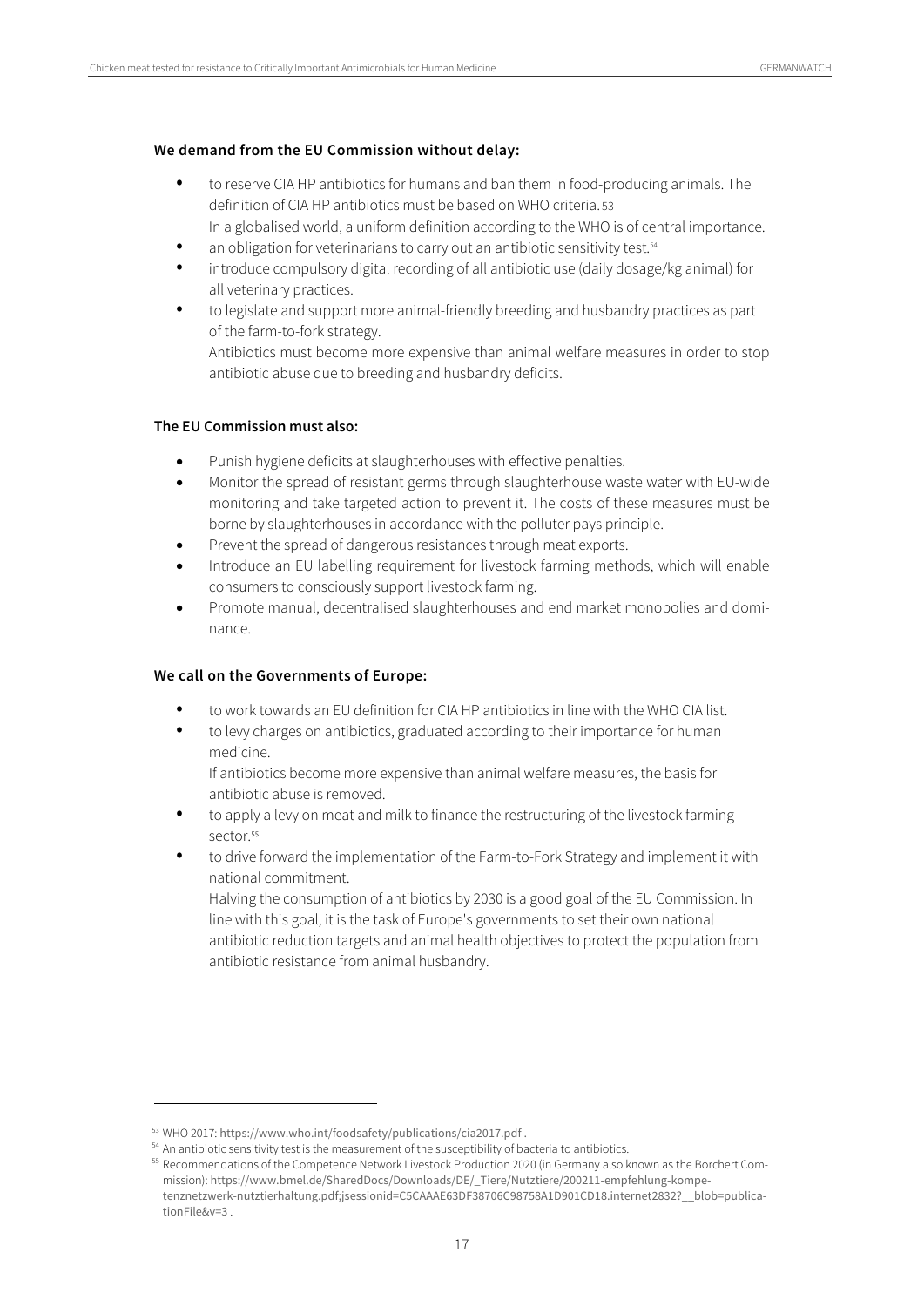**We demand from the EU Commission without delay:**

- to reserve CIA HP antibiotics for humans and ban them in food-producing animals. The definition of CIA HP antibiotics must be based on WHO criteria.[53]
  In a globalised world, a uniform definition according to the WHO is of central importance.
- an obligation for veterinarians to carry out an antibiotic sensitivity test.[54]
- introduce compulsory digital recording of all antibiotic use (daily dosage/kg animal) for all veterinary practices.
- to legislate and support more animal-friendly breeding and husbandry practices as part of the farm-to-fork strategy.
  Antibiotics must become more expensive than animal welfare measures in order to stop antibiotic abuse due to breeding and husbandry deficits.

**The EU Commission must also:**

- Punish hygiene deficits at slaughterhouses with effective penalties.
- Monitor the spread of resistant germs through slaughterhouse waste water with EU-wide monitoring and take targeted action to prevent it. The costs of these measures must be borne by slaughterhouses in accordance with the polluter pays principle.
- Prevent the spread of dangerous resistances through meat exports.
- Introduce an EU labelling requirement for livestock farming methods, which will enable consumers to consciously support livestock farming.
- Promote manual, decentralised slaughterhouses and end market monopolies and dominance.

**We call on the Governments of Europe:**

- to work towards an EU definition for CIA HP antibiotics in line with the WHO CIA list.
- to levy charges on antibiotics, graduated according to their importance for human medicine.
  If antibiotics become more expensive than animal welfare measures, the basis for antibiotic abuse is removed.
- to apply a levy on meat and milk to finance the restructuring of the livestock farming sector.[55]
- to drive forward the implementation of the Farm-to-Fork Strategy and implement it with national commitment.
  Halving the consumption of antibiotics by 2030 is a good goal of the EU Commission. In line with this goal, it is the task of Europe's governments to set their own national antibiotic reduction targets and animal health objectives to protect the population from antibiotic resistance from animal husbandry.

---

[53] WHO 2017: https://www.who.int/foodsafety/publications/cia2017.pdf .

[54] An antibiotic sensitivity test is the measurement of the susceptibility of bacteria to antibiotics.

[55] Recommendations of the Competence Network Livestock Production 2020 (in Germany also known as the Borchert Commission): https://www.bmel.de/SharedDocs/Downloads/DE/_Tiere/Nutztiere/200211-empfehlung-kompetenznetzwerk-nutztierhaltung.pdf;jsessionid=C5CAAAE63DF38706C98758A1D901CD18.internet2832?__blob=publicationFile&v=3 .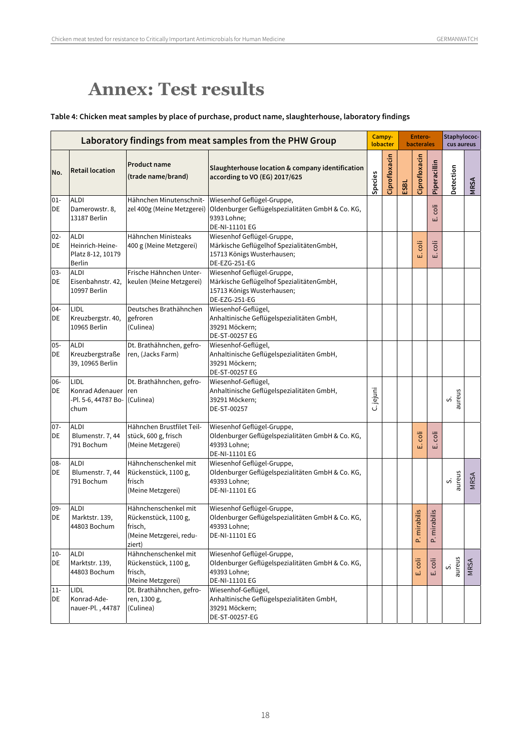# Annex: Test results

**Table 4: Chicken meat samples by place of purchase, product name, slaughterhouse, laboratory findings**

| Laboratory findings from meat samples from the PHW Group | | | | Campylobacter | | Enterobacterales | | | Staphylococcus aureus | |
|---|---|---|---|---|---|---|---|---|---|---|
| **No.** | **Retail location** | **Product name (trade name/brand)** | **Slaughterhouse location & company identification according to VO (EG) 2017/625** | **Species** | **Ciprofloxacin** | **ESBL** | **Ciprofloxacin** | **Piperacillin** | **Detection** | **MRSA** |
| 01-DE | ALDI Damerowstr. 8, 13187 Berlin | Hähnchen Minutenschnitzel 400g (Meine Metzgerei) | Wiesenhof Geflügel-Gruppe, Oldenburger Geflügelspezialitäten GmbH & Co. KG, 9393 Lohne; DE-NI-11101 EG | | | | | E. coli | | |
| 02-DE | ALDI Heinrich-Heine-Platz 8-12, 10179 Berlin | Hähnchen Ministeaks 400 g (Meine Metzgerei) | Wiesenhof Geflügel-Gruppe, Märkische Geflügelhof SpezialitätenGmbH, 15713 Königs Wusterhausen; DE-EZG-251-EG | | | | E. coli | E. coli | | |
| 03-DE | ALDI Eisenbahnstr. 42, 10997 Berlin | Frische Hähnchen Unterkeulen (Meine Metzgerei) | Wiesenhof Geflügel-Gruppe, Märkische Geflügelhof SpezialitätenGmbH, 15713 Königs Wusterhausen; DE-EZG-251-EG | | | | | | | |
| 04-DE | LIDL Kreuzbergstr. 40, 10965 Berlin | Deutsches Brathähnchen gefroren (Culinea) | Wiesenhof-Geflügel, Anhaltinische Geflügelspezialitäten GmbH, 39291 Möckern; DE-ST-00257 EG | | | | | | | |
| 05-DE | ALDI Kreuzbergstraße 39, 10965 Berlin | Dt. Brathähnchen, gefroren, (Jacks Farm) | Wiesenhof-Geflügel, Anhaltinische Geflügelspezialitäten GmbH, 39291 Möckern; DE-ST-00257 EG | | | | | | | |
| 06-DE | LIDL Konrad Adenauer -Pl. 5-6, 44787 Bochum | Dt. Brathähnchen, gefroren (Culinea) | Wiesenhof-Geflügel, Anhaltinische Geflügelspezialitäten GmbH, 39291 Möckern; DE-ST-00257 | C.jejuni | | | | | S. aureus | |
| 07-DE | ALDI Blumenstr. 7, 44 791 Bochum | Hähnchen Brustfilet Teilstück, 600 g, frisch (Meine Metzgerei) | Wiesenhof Geflügel-Gruppe, Oldenburger Geflügelspezialitäten GmbH & Co. KG, 49393 Lohne; DE-NI-11101 EG | | | | E. coli | E. coli | | |
| 08-DE | ALDI Blumenstr. 7, 44 791 Bochum | Hähnchenschenkel mit Rückenstück, 1100 g, frisch (Meine Metzgerei) | Wiesenhof Geflügel-Gruppe, Oldenburger Geflügelspezialitäten GmbH & Co. KG, 49393 Lohne; DE-NI-11101 EG | | | | | | S. aureus | MRSA |
| 09-DE | ALDI Marktstr. 139, 44803 Bochum | Hähnchenschenkel mit Rückenstück, 1100 g, frisch, (Meine Metzgerei, reduziert) | Wiesenhof Geflügel-Gruppe, Oldenburger Geflügelspezialitäten GmbH & Co. KG, 49393 Lohne; DE-NI-11101 EG | | | | P. mirabilis | P. mirabilis | | |
| 10-DE | ALDI Marktstr. 139, 44803 Bochum | Hähnchenschenkel mit Rückenstück, 1100 g, frisch, (Meine Metzgerei) | Wiesenhof Geflügel-Gruppe, Oldenburger Geflügelspezialitäten GmbH & Co. KG, 49393 Lohne; DE-NI-11101 EG | | | | E. coli | E. coli | S. aureus | MRSA |
| 11-DE | LIDL Konrad-Adenauer-Pl. , 44787 | Dt. Brathähnchen, gefroren, 1300 g, (Culinea) | Wiesenhof-Geflügel, Anhaltinische Geflügelspezialitäten GmbH, 39291 Möckern; DE-ST-00257-EG | | | | | | | |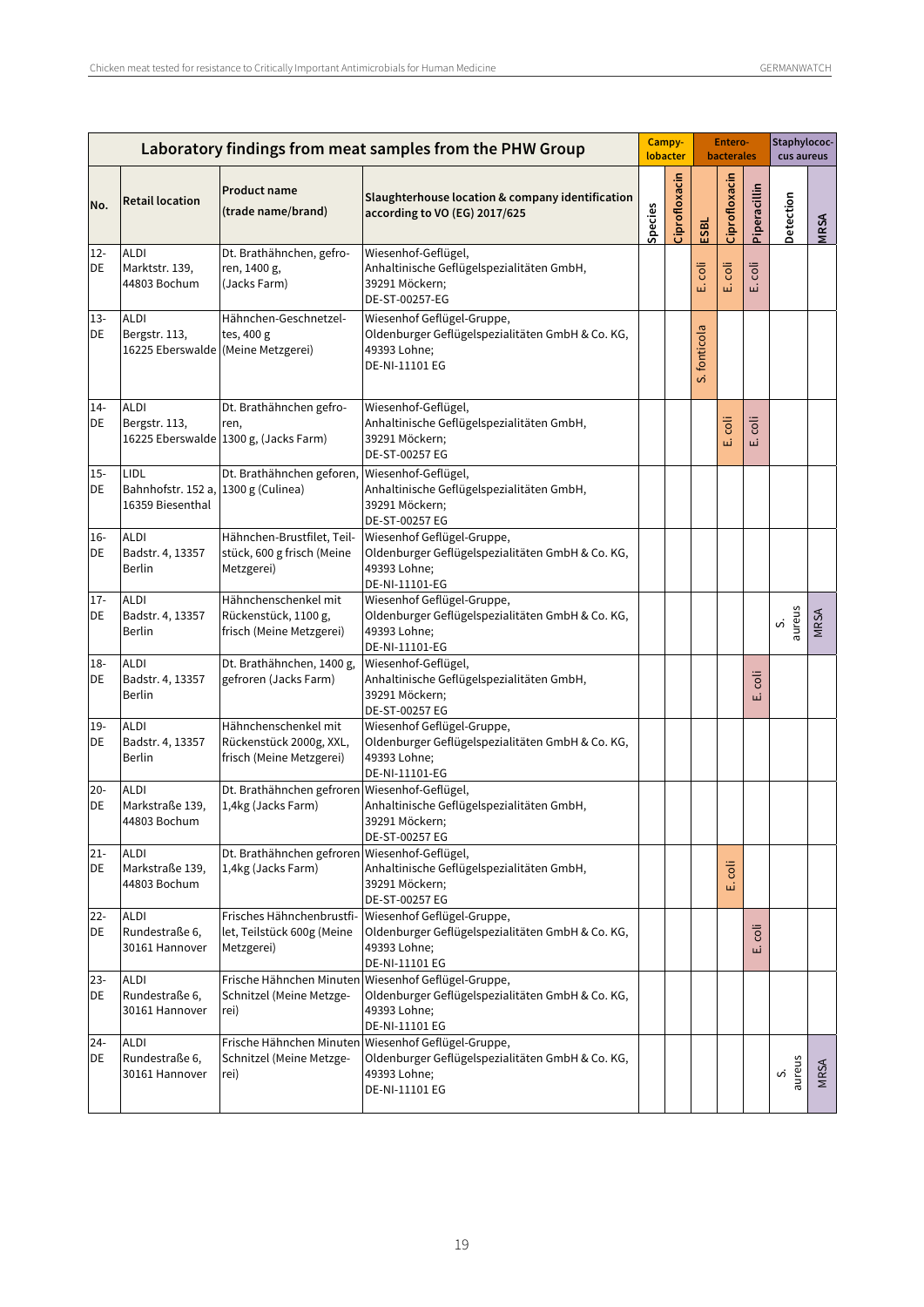| No. | Retail location | Product name (trade name/brand) | Slaughterhouse location & company identification according to VO (EG) 2017/625 | Campylobacter | | Enterobacterales | | | Staphylococcus aureus | |
|---|---|---|---|---|---|---|---|---|---|---|
| | | | | Species | Ciprofloxacin | ESBL | Ciprofloxacin | Piperacillin | Detection | MRSA |
| 12-DE | ALDI Marktstr. 139, 44803 Bochum | Dt. Brathähnchen, gefroren, 1400 g, (Jacks Farm) | Wiesenhof-Geflügel, Anhaltinische Geflügelspezialitäten GmbH, 39291 Möckern; DE-ST-00257-EG | | | E. coli | E. coli | E. coli | | |
| 13-DE | ALDI Bergstr. 113, 16225 Eberswalde | Hähnchen-Geschnetzeltes, 400 g (Meine Metzgerei) | Wiesenhof Geflügel-Gruppe, Oldenburger Geflügelspezialitäten GmbH & Co. KG, 49393 Lohne; DE-NI-11101 EG | | | S. fonticola | | | | |
| 14-DE | ALDI Bergstr. 113, 16225 Eberswalde | Dt. Brathähnchen gefroren, 1300 g, (Jacks Farm) | Wiesenhof-Geflügel, Anhaltinische Geflügelspezialitäten GmbH, 39291 Möckern; DE-ST-00257 EG | | | | E. coli | E. coli | | |
| 15-DE | LIDL Bahnhofstr. 152 a, 16359 Biesenthal | Dt. Brathähnchen geforen, 1300 g (Culinea) | Wiesenhof-Geflügel, Anhaltinische Geflügelspezialitäten GmbH, 39291 Möckern; DE-ST-00257 EG | | | | | | | |
| 16-DE | ALDI Badstr. 4, 13357 Berlin | Hähnchen-Brustfilet, Teilstück, 600 g frisch (Meine Metzgerei) | Wiesenhof Geflügel-Gruppe, Oldenburger Geflügelspezialitäten GmbH & Co. KG, 49393 Lohne; DE-NI-11101-EG | | | | | | | |
| 17-DE | ALDI Badstr. 4, 13357 Berlin | Hähnchenschenkel mit Rückenstück, 1100 g, frisch (Meine Metzgerei) | Wiesenhof Geflügel-Gruppe, Oldenburger Geflügelspezialitäten GmbH & Co. KG, 49393 Lohne; DE-NI-11101-EG | | | | | | S. aureus | MRSA |
| 18-DE | ALDI Badstr. 4, 13357 Berlin | Dt. Brathähnchen, 1400 g, gefroren (Jacks Farm) | Wiesenhof-Geflügel, Anhaltinische Geflügelspezialitäten GmbH, 39291 Möckern; DE-ST-00257 EG | | | | | E. coli | | |
| 19-DE | ALDI Badstr. 4, 13357 Berlin | Hähnchenschenkel mit Rückenstück 2000g, XXL, frisch (Meine Metzgerei) | Wiesenhof Geflügel-Gruppe, Oldenburger Geflügelspezialitäten GmbH & Co. KG, 49393 Lohne; DE-NI-11101-EG | | | | | | | |
| 20-DE | ALDI Markstraße 139, 44803 Bochum | Dt. Brathähnchen gefroren 1,4kg (Jacks Farm) | Wiesenhof-Geflügel, Anhaltinische Geflügelspezialitäten GmbH, 39291 Möckern; DE-ST-00257 EG | | | | | | | |
| 21-DE | ALDI Markstraße 139, 44803 Bochum | Dt. Brathähnchen gefroren 1,4kg (Jacks Farm) | Wiesenhof-Geflügel, Anhaltinische Geflügelspezialitäten GmbH, 39291 Möckern; DE-ST-00257 EG | | | | E. coli | | | |
| 22-DE | ALDI Rundestraße 6, 30161 Hannover | Frisches Hähnchenbrustfilet, Teilstück 600g (Meine Metzgerei) | Wiesenhof Geflügel-Gruppe, Oldenburger Geflügelspezialitäten GmbH & Co. KG, 49393 Lohne; DE-NI-11101 EG | | | | | E. coli | | |
| 23-DE | ALDI Rundestraße 6, 30161 Hannover | Frische Hähnchen Minuten Schnitzel (Meine Metzgerei) | Wiesenhof Geflügel-Gruppe, Oldenburger Geflügelspezialitäten GmbH & Co. KG, 49393 Lohne; DE-NI-11101 EG | | | | | | | |
| 24-DE | ALDI Rundestraße 6, 30161 Hannover | Frische Hähnchen Minuten Schnitzel (Meine Metzgerei) | Wiesenhof Geflügel-Gruppe, Oldenburger Geflügelspezialitäten GmbH & Co. KG, 49393 Lohne; DE-NI-11101 EG | | | | | | S. aureus | MRSA |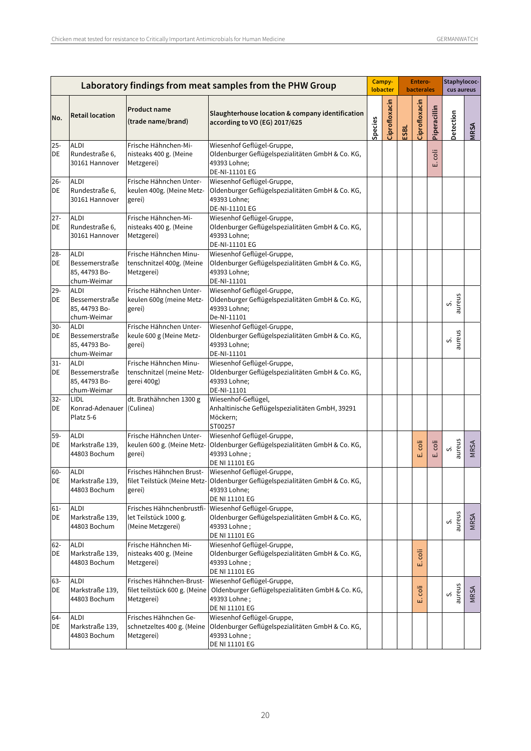| No. | Retail location | Product name (trade name/brand) | Slaughterhouse location & company identification according to VO (EG) 2017/625 | Campylobacter | | Enterobacterales | | | Staphylococcus aureus | |
|---|---|---|---|---|---|---|---|---|---|---|
| | | | | Species | Ciprofloxacin | ESBL | Ciprofloxacin | Piperacillin | Detection | MRSA |
| 25-DE | ALDI Rundestraße 6, 30161 Hannover | Frische Hähnchen-Ministeaks 400 g. (Meine Metzgerei) | Wiesenhof Geflügel-Gruppe, Oldenburger Geflügelspezialitäten GmbH & Co. KG, 49393 Lohne; DE-NI-11101 EG | | | | | E. coli | | |
| 26-DE | ALDI Rundestraße 6, 30161 Hannover | Frische Hähnchen Unterkeulen 400g. (Meine Metzgerei) | Wiesenhof Geflügel-Gruppe, Oldenburger Geflügelspezialitäten GmbH & Co. KG, 49393 Lohne; DE-NI-11101 EG | | | | | | | |
| 27-DE | ALDI Rundestraße 6, 30161 Hannover | Frische Hähnchen-Ministeaks 400 g. (Meine Metzgerei) | Wiesenhof Geflügel-Gruppe, Oldenburger Geflügelspezialitäten GmbH & Co. KG, 49393 Lohne; DE-NI-11101 EG | | | | | | | |
| 28-DE | ALDI Bessemerstraße 85, 44793 Bochum-Weimar | Frische Hähnchen Minutenschnitzel 400g. (Meine Metzgerei) | Wiesenhof Geflügel-Gruppe, Oldenburger Geflügelspezialitäten GmbH & Co. KG, 49393 Lohne; DE-NI-11101 | | | | | | | |
| 29-DE | ALDI Bessemerstraße 85, 44793 Bochum-Weimar | Frische Hähnchen Unterkeulen 600g (meine Metzgerei) | Wiesenhof Geflügel-Gruppe, Oldenburger Geflügelspezialitäten GmbH & Co. KG, 49393 Lohne; De-NI-11101 | | | | | | S. aureus | |
| 30-DE | ALDI Bessemerstraße 85, 44793 Bochum-Weimar | Frische Hähnchen Unterkeule 600 g (Meine Metzgerei) | Wiesenhof Geflügel-Gruppe, Oldenburger Geflügelspezialitäten GmbH & Co. KG, 49393 Lohne; DE-NI-11101 | | | | | | S. aureus | |
| 31-DE | ALDI Bessemerstraße 85, 44793 Bochum-Weimar | Frische Hähnchen Minutenschnitzel (meine Metzgerei 400g) | Wiesenhof Geflügel-Gruppe, Oldenburger Geflügelspezialitäten GmbH & Co. KG, 49393 Lohne; DE-NI-11101 | | | | | | | |
| 32-DE | LIDL Konrad-Adenauer Platz 5-6 | dt. Brathähnchen 1300 g (Culinea) | Wiesenhof-Geflügel, Anhaltinische Geflügelspezialitäten GmbH, 39291 Möckern; ST00257 | | | | | | | |
| 59-DE | ALDI Markstraße 139, 44803 Bochum | Frische Hähnchen Unterkeulen 600 g. (Meine Metzgerei) | Wiesenhof Geflügel-Gruppe, Oldenburger Geflügelspezialitäten GmbH & Co. KG, 49393 Lohne ; DE NI 11101 EG | | | | E. coli | E. coli | S. aureus | MRSA |
| 60-DE | ALDI Markstraße 139, 44803 Bochum | Frisches Hähnchen Brustfilet Teilstück (Meine Metzgerei) | Wiesenhof Geflügel-Gruppe, Oldenburger Geflügelspezialitäten GmbH & Co. KG, 49393 Lohne; DE NI 11101 EG | | | | | | | |
| 61-DE | ALDI Markstraße 139, 44803 Bochum | Frisches Hähnchenbrustfilet Teilstück 1000 g. (Meine Metzgerei) | Wiesenhof Geflügel-Gruppe, Oldenburger Geflügelspezialitäten GmbH & Co. KG, 49393 Lohne ; DE NI 11101 EG | | | | | | S. aureus | MRSA |
| 62-DE | ALDI Markstraße 139, 44803 Bochum | Frische Hähnchen Ministeaks 400 g. (Meine Metzgerei) | Wiesenhof Geflügel-Gruppe, Oldenburger Geflügelspezialitäten GmbH & Co. KG, 49393 Lohne ; DE NI 11101 EG | | | | E. coli | | | |
| 63-DE | ALDI Markstraße 139, 44803 Bochum | Frisches Hähnchen-Brustfilet teilstück 600 g. (Meine Metzgerei) | Wiesenhof Geflügel-Gruppe, Oldenburger Geflügelspezialitäten GmbH & Co. KG, 49393 Lohne ; DE NI 11101 EG | | | | E. coli | | S. aureus | MRSA |
| 64-DE | ALDI Markstraße 139, 44803 Bochum | Frisches Hähnchen Geschnetzeltes 400 g. (Meine Metzgerei) | Wiesenhof Geflügel-Gruppe, Oldenburger Geflügelspezialitäten GmbH & Co. KG, 49393 Lohne ; DE NI 11101 EG | | | | | | | |

Laboratory findings from meat samples from the PHW Group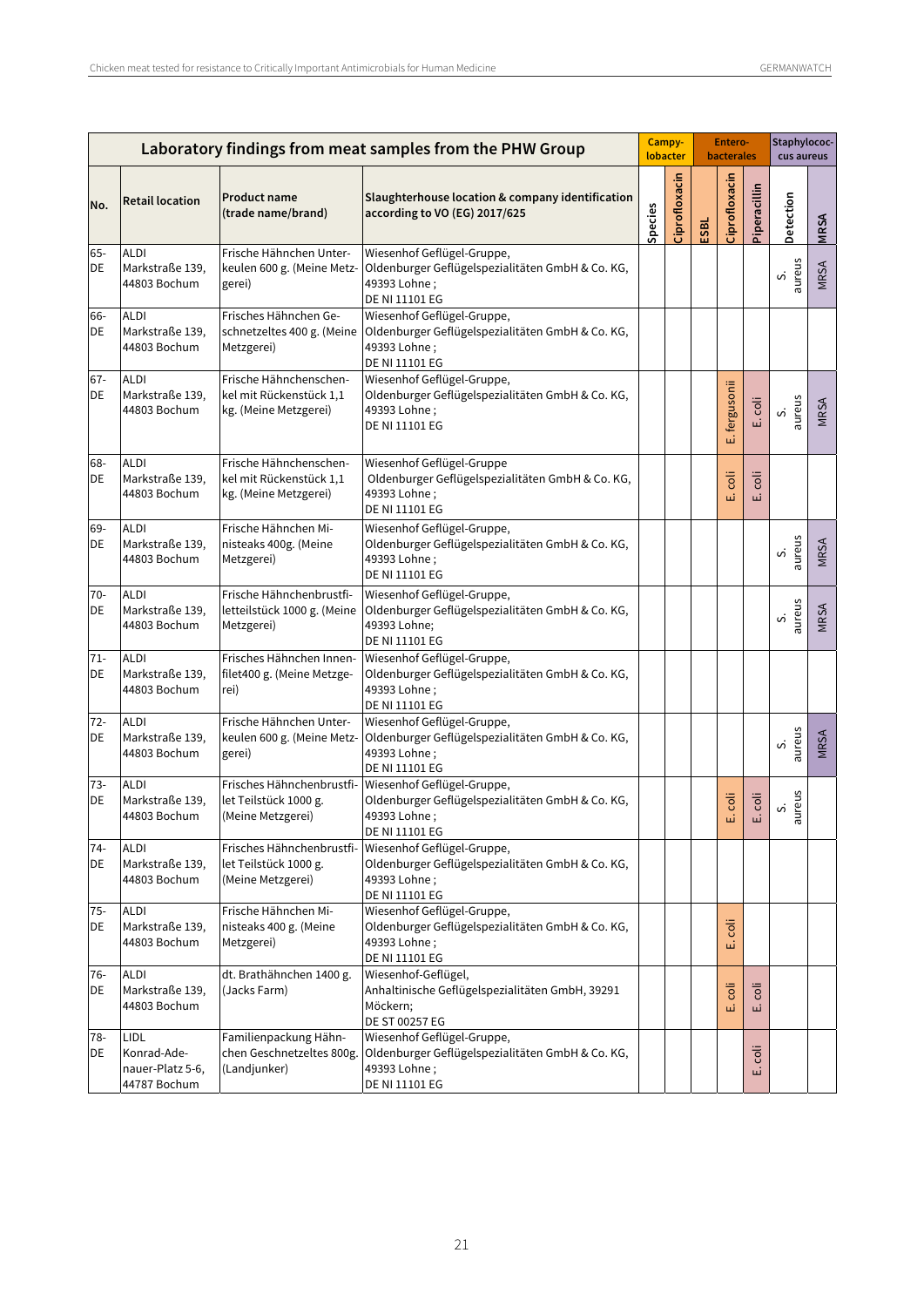| Laboratory findings from meat samples from the PHW Group | | | | Campylobacter | | Enterobacterales | | | Staphylococcus aureus | |
|---|---|---|---|---|---|---|---|---|---|---|
| No. | Retail location | Product name (trade name/brand) | Slaughterhouse location & company identification according to VO (EG) 2017/625 | Species | Ciprofloxacin | ESBL | Ciprofloxacin | Piperacillin | Detection | MRSA |
| 65-DE | ALDI Markstraße 139, 44803 Bochum | Frische Hähnchen Unterkeulen 600 g. (Meine Metzgerei) | Wiesenhof Geflügel-Gruppe, Oldenburger Geflügelspezialitäten GmbH & Co. KG, 49393 Lohne ; DE NI 11101 EG | | | | | | S. aureus | MRSA |
| 66-DE | ALDI Markstraße 139, 44803 Bochum | Frisches Hähnchen Geschnetzeltes 400 g. (Meine Metzgerei) | Wiesenhof Geflügel-Gruppe, Oldenburger Geflügelspezialitäten GmbH & Co. KG, 49393 Lohne ; DE NI 11101 EG | | | | | | | |
| 67-DE | ALDI Markstraße 139, 44803 Bochum | Frische Hähnchenschenkel mit Rückenstück 1,1 kg. (Meine Metzgerei) | Wiesenhof Geflügel-Gruppe, Oldenburger Geflügelspezialitäten GmbH & Co. KG, 49393 Lohne ; DE NI 11101 EG | | | | E. fergusonii | E. coli | S. aureus | MRSA |
| 68-DE | ALDI Markstraße 139, 44803 Bochum | Frische Hähnchenschenkel mit Rückenstück 1,1 kg. (Meine Metzgerei) | Wiesenhof Geflügel-Gruppe Oldenburger Geflügelspezialitäten GmbH & Co. KG, 49393 Lohne ; DE NI 11101 EG | | | | E. coli | E. coli | | |
| 69-DE | ALDI Markstraße 139, 44803 Bochum | Frische Hähnchen Ministeaks 400g. (Meine Metzgerei) | Wiesenhof Geflügel-Gruppe, Oldenburger Geflügelspezialitäten GmbH & Co. KG, 49393 Lohne ; DE NI 11101 EG | | | | | | S. aureus | MRSA |
| 70-DE | ALDI Markstraße 139, 44803 Bochum | Frische Hähnchenbrustfiletteilstück 1000 g. (Meine Metzgerei) | Wiesenhof Geflügel-Gruppe, Oldenburger Geflügelspezialitäten GmbH & Co. KG, 49393 Lohne; DE NI 11101 EG | | | | | | S. aureus | MRSA |
| 71-DE | ALDI Markstraße 139, 44803 Bochum | Frisches Hähnchen Innenfilet400 g. (Meine Metzgerei) | Wiesenhof Geflügel-Gruppe, Oldenburger Geflügelspezialitäten GmbH & Co. KG, 49393 Lohne ; DE NI 11101 EG | | | | | | | |
| 72-DE | ALDI Markstraße 139, 44803 Bochum | Frische Hähnchen Unterkeulen 600 g. (Meine Metzgerei) | Wiesenhof Geflügel-Gruppe, Oldenburger Geflügelspezialitäten GmbH & Co. KG, 49393 Lohne ; DE NI 11101 EG | | | | | | S. aureus | MRSA |
| 73-DE | ALDI Markstraße 139, 44803 Bochum | Frisches Hähnchenbrustfilet Teilstück 1000 g. (Meine Metzgerei) | Wiesenhof Geflügel-Gruppe, Oldenburger Geflügelspezialitäten GmbH & Co. KG, 49393 Lohne ; DE NI 11101 EG | | | | E. coli | E. coli | S. aureus | |
| 74-DE | ALDI Markstraße 139, 44803 Bochum | Frisches Hähnchenbrustfilet Teilstück 1000 g. (Meine Metzgerei) | Wiesenhof Geflügel-Gruppe, Oldenburger Geflügelspezialitäten GmbH & Co. KG, 49393 Lohne ; DE NI 11101 EG | | | | | | | |
| 75-DE | ALDI Markstraße 139, 44803 Bochum | Frische Hähnchen Ministeaks 400 g. (Meine Metzgerei) | Wiesenhof Geflügel-Gruppe, Oldenburger Geflügelspezialitäten GmbH & Co. KG, 49393 Lohne ; DE NI 11101 EG | | | | E. coli | | | |
| 76-DE | ALDI Markstraße 139, 44803 Bochum | dt. Brathähnchen 1400 g. (Jacks Farm) | Wiesenhof-Geflügel, Anhaltinische Geflügelspezialitäten GmbH, 39291 Möckern; DE ST 00257 EG | | | | E. coli | E. coli | | |
| 78-DE | LIDL Konrad-Adenauer-Platz 5-6, 44787 Bochum | Familienpackung Hähnchen Geschnetzeltes 800g. (Landjunker) | Wiesenhof Geflügel-Gruppe, Oldenburger Geflügelspezialitäten GmbH & Co. KG, 49393 Lohne ; DE NI 11101 EG | | | | | E. coli | | |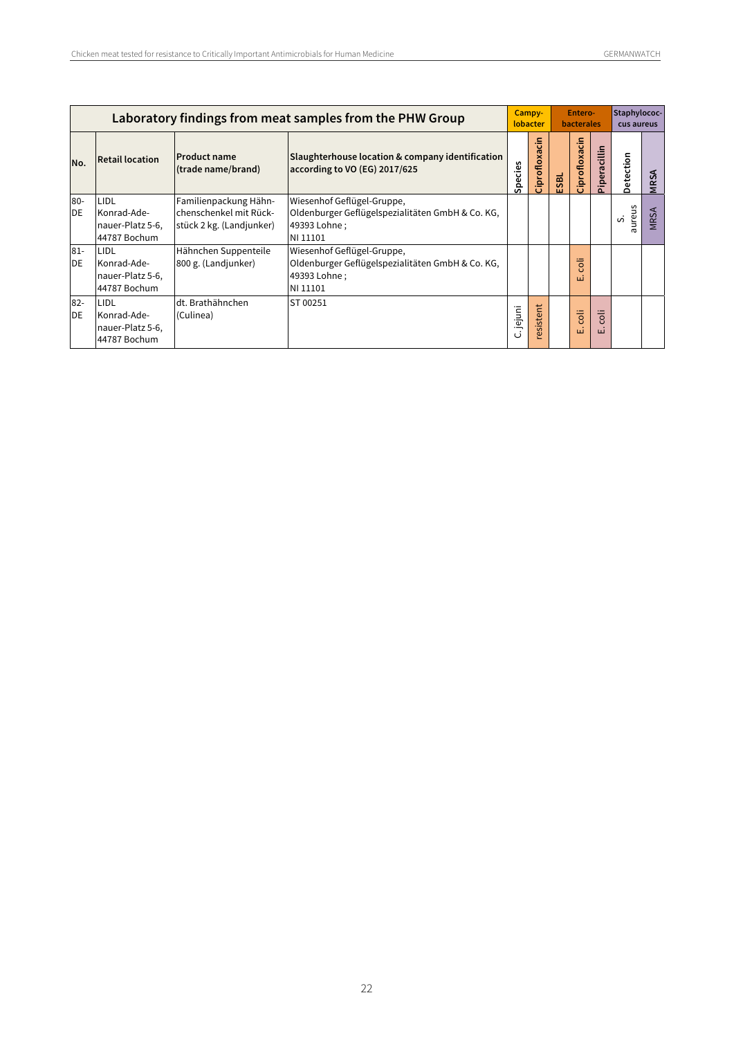| Laboratory findings from meat samples from the PHW Group | | | | Campy-lobacter | | Entero-bacterales | | | Staphylococ-cus aureus | |
|---|---|---|---|---|---|---|---|---|---|---|
| No. | Retail location | Product name (trade name/brand) | Slaughterhouse location & company identification according to VO (EG) 2017/625 | Species | Ciprofloxacin | ESBL | Ciprofloxacin | Piperacillin | Detection | MRSA |
| 80-DE | LIDL Konrad-Adenauer-Platz 5-6, 44787 Bochum | Familienpackung Hähnchenschenkel mit Rückstück 2 kg. (Landjunker) | Wiesenhof Geflügel-Gruppe, Oldenburger Geflügelspezialitäten GmbH & Co. KG, 49393 Lohne ; NI 11101 | | | | | | S. aureus | MRSA |
| 81-DE | LIDL Konrad-Adenauer-Platz 5-6, 44787 Bochum | Hähnchen Suppenteile 800 g. (Landjunker) | Wiesenhof Geflügel-Gruppe, Oldenburger Geflügelspezialitäten GmbH & Co. KG, 49393 Lohne ; NI 11101 | | | | E. coli | | | |
| 82-DE | LIDL Konrad-Adenauer-Platz 5-6, 44787 Bochum | dt. Brathähnchen (Culinea) | ST 00251 | C. jejuni | resistent | | E. coli | E. coli | | |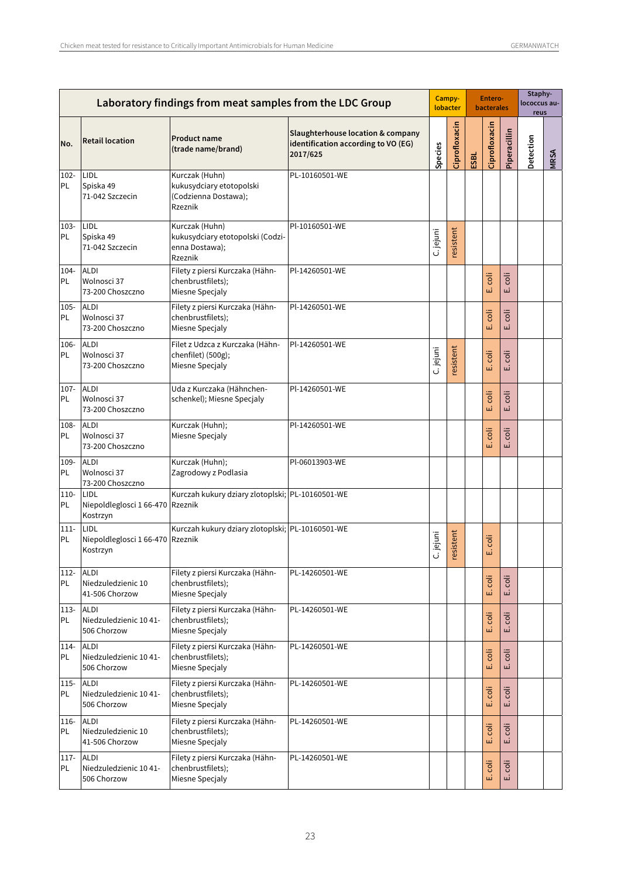| Laboratory findings from meat samples from the LDC Group | | | | Campylobacter | | Enterobacteres | | | Staphylococcus aureus | |
|---|---|---|---|---|---|---|---|---|---|---|
| No. | Retail location | Product name (trade name/brand) | Slaughterhouse location & company identification according to VO (EG) 2017/625 | Species | Ciprofloxacin | ESBL | Ciprofloxacin | Piperacillin | Detection | MRSA |
| 102-PL | LIDL Spiska 49 71-042 Szczecin | Kurczak (Huhn) kukusydciary etotopolski (Codzienna Dostawa); Rzeznik | PL-10160501-WE | | | | | | | |
| 103-PL | LIDL Spiska 49 71-042 Szczecin | Kurczak (Huhn) kukusydciary etotopolski (Codzienna Dostawa); Rzeznik | Pl-10160501-WE | C. jejuni | resistent | | | | | |
| 104-PL | ALDI Wolnosci 37 73-200 Choszczno | Filety z piersi Kurczaka (Hähnchenbrustfilets); Miesne Specjaly | Pl-14260501-WE | | | | E. coli | E. coli | | |
| 105-PL | ALDI Wolnosci 37 73-200 Choszczno | Filety z piersi Kurczaka (Hähnchenbrustfilets); Miesne Specjaly | Pl-14260501-WE | | | | E. coli | E. coli | | |
| 106-PL | ALDI Wolnosci 37 73-200 Choszczno | Filet z Udzca z Kurczaka (Hähnchenfilet) (500g); Miesne Specjaly | Pl-14260501-WE | C. jejuni | resistent | | E. coli | E. coli | | |
| 107-PL | ALDI Wolnosci 37 73-200 Choszczno | Uda z Kurczaka (Hähnchenschenkel); Miesne Specjaly | Pl-14260501-WE | | | | E. coli | E. coli | | |
| 108-PL | ALDI Wolnosci 37 73-200 Choszczno | Kurczak (Huhn); Miesne Specjaly | Pl-14260501-WE | | | | E. coli | E. coli | | |
| 109-PL | ALDI Wolnosci 37 73-200 Choszczno | Kurczak (Huhn); Zagrodowy z Podlasia | Pl-06013903-WE | | | | | | | |
| 110-PL | LIDL Niepoldleglosci 1 66-470 Kostrzyn | Kurczah kukury dziary zlotoplski; Rzeznik | PL-10160501-WE | | | | | | | |
| 111-PL | LIDL Niepoldleglosci 1 66-470 Kostrzyn | Kurczah kukury dziary zlotoplski; Rzeznik | PL-10160501-WE | C. jejuni | resistent | | E. coli | | | |
| 112-PL | ALDI Niedzuledzienic 10 41-506 Chorzow | Filety z piersi Kurczaka (Hähnchenbrustfilets); Miesne Specjaly | PL-14260501-WE | | | | E. coli | E. coli | | |
| 113-PL | ALDI Niedzuledzienic 10 41-506 Chorzow | Filety z piersi Kurczaka (Hähnchenbrustfilets); Miesne Specjaly | PL-14260501-WE | | | | E. coli | E. coli | | |
| 114-PL | ALDI Niedzuledzienic 10 41-506 Chorzow | Filety z piersi Kurczaka (Hähnchenbrustfilets); Miesne Specjaly | PL-14260501-WE | | | | E. coli | E. coli | | |
| 115-PL | ALDI Niedzuledzienic 10 41-506 Chorzow | Filety z piersi Kurczaka (Hähnchenbrustfilets); Miesne Specjaly | PL-14260501-WE | | | | E. coli | E. coli | | |
| 116-PL | ALDI Niedzuledzienic 10 41-506 Chorzow | Filety z piersi Kurczaka (Hähnchenbrustfilets); Miesne Specjaly | PL-14260501-WE | | | | E. coli | E. coli | | |
| 117-PL | ALDI Niedzuledzienic 10 41-506 Chorzow | Filety z piersi Kurczaka (Hähnchenbrustfilets); Miesne Specjaly | PL-14260501-WE | | | | E. coli | E. coli | | |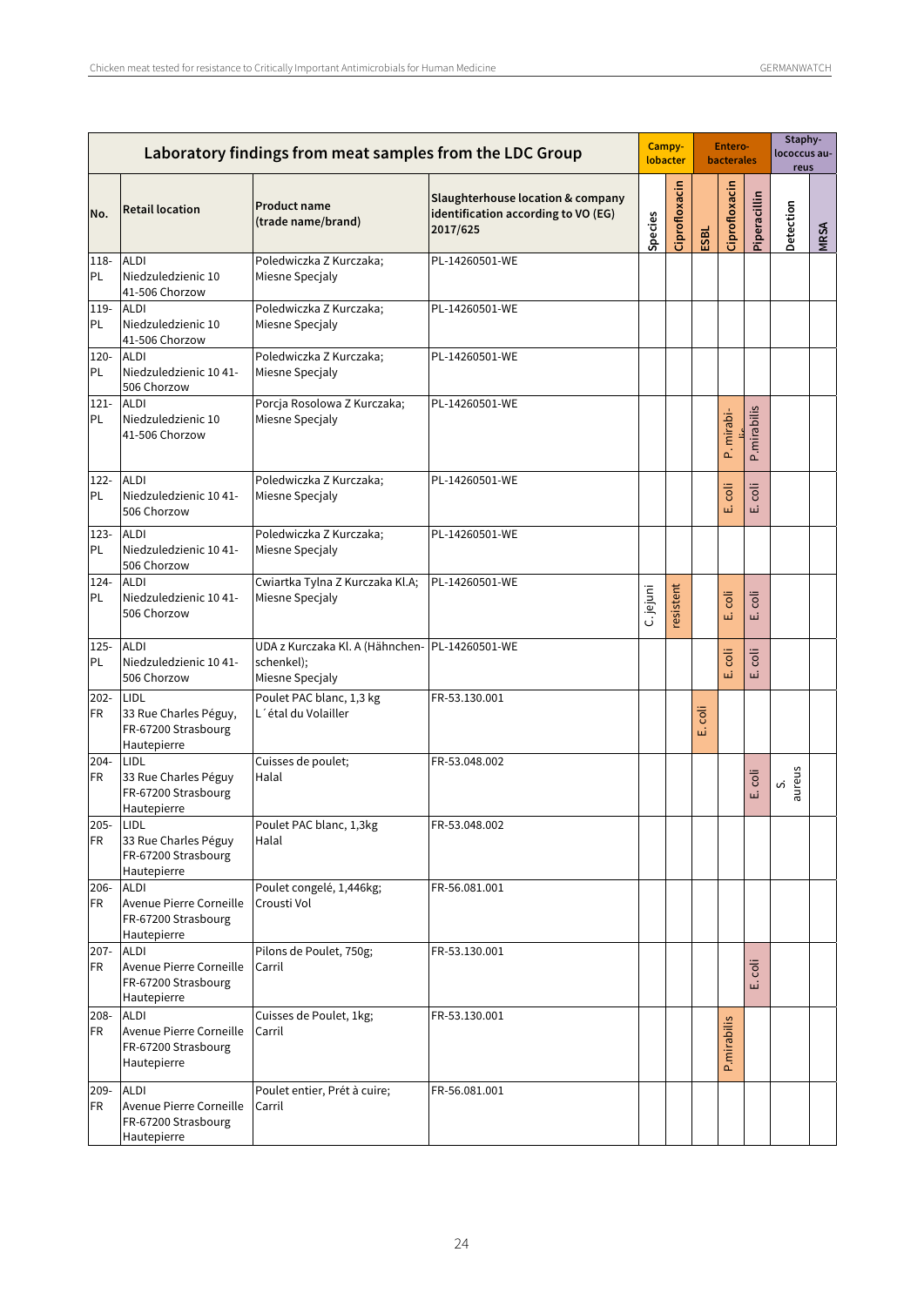| Laboratory findings from meat samples from the LDC Group | | | | Campylobacter | | Enterobacterales | | | Staphylococcus aureus | |
|---|---|---|---|---|---|---|---|---|---|---|
| No. | Retail location | Product name (trade name/brand) | Slaughterhouse location & company identification according to VO (EG) 2017/625 | Species | Ciprofloxacin | ESBL | Ciprofloxacin | Piperacillin | Detection | MRSA |
| 118-PL | ALDI Niedzuledzienic 10 41-506 Chorzow | Poledwiczka Z Kurczaka; Miesne Specjaly | PL-14260501-WE | | | | | | | |
| 119-PL | ALDI Niedzuledzienic 10 41-506 Chorzow | Poledwiczka Z Kurczaka; Miesne Specjaly | PL-14260501-WE | | | | | | | |
| 120-PL | ALDI Niedzuledzienic 10 41-506 Chorzow | Poledwiczka Z Kurczaka; Miesne Specjaly | PL-14260501-WE | | | | | | | |
| 121-PL | ALDI Niedzuledzienic 10 41-506 Chorzow | Porcja Rosolowa Z Kurczaka; Miesne Specjaly | PL-14260501-WE | | | | P. mirabilis | P.mirabilis | | |
| 122-PL | ALDI Niedzuledzienic 10 41-506 Chorzow | Poledwiczka Z Kurczaka; Miesne Specjaly | PL-14260501-WE | | | | E. coli | E. coli | | |
| 123-PL | ALDI Niedzuledzienic 10 41-506 Chorzow | Poledwiczka Z Kurczaka; Miesne Specjaly | PL-14260501-WE | | | | | | | |
| 124-PL | ALDI Niedzuledzienic 10 41-506 Chorzow | Cwiartka Tylna Z Kurczaka Kl.A; Miesne Specjaly | PL-14260501-WE | C. jejuni | resistent | | E. coli | E. coli | | |
| 125-PL | ALDI Niedzuledzienic 10 41-506 Chorzow | UDA z Kurczaka Kl. A (Hähnchenschenkel); Miesne Specjaly | PL-14260501-WE | | | | E. coli | E. coli | | |
| 202-FR | LIDL 33 Rue Charles Péguy, FR-67200 Strasbourg Hautepierre | Poulet PAC blanc, 1,3 kg L´étal du Volailler | FR-53.130.001 | | | E. coli | | | | |
| 204-FR | LIDL 33 Rue Charles Péguy FR-67200 Strasbourg Hautepierre | Cuisses de poulet; Halal | FR-53.048.002 | | | | | E. coli | S. aureus | |
| 205-FR | LIDL 33 Rue Charles Péguy FR-67200 Strasbourg Hautepierre | Poulet PAC blanc, 1,3kg Halal | FR-53.048.002 | | | | | | | |
| 206-FR | ALDI Avenue Pierre Corneille FR-67200 Strasbourg Hautepierre | Poulet congelé, 1,446kg; Crousti Vol | FR-56.081.001 | | | | | | | |
| 207-FR | ALDI Avenue Pierre Corneille FR-67200 Strasbourg Hautepierre | Pilons de Poulet, 750g; Carril | FR-53.130.001 | | | | | E. coli | | |
| 208-FR | ALDI Avenue Pierre Corneille FR-67200 Strasbourg Hautepierre | Cuisses de Poulet, 1kg; Carril | FR-53.130.001 | | | | P.mirabilis | | | |
| 209-FR | ALDI Avenue Pierre Corneille FR-67200 Strasbourg Hautepierre | Poulet entier, Prét à cuire; Carril | FR-56.081.001 | | | | | | | |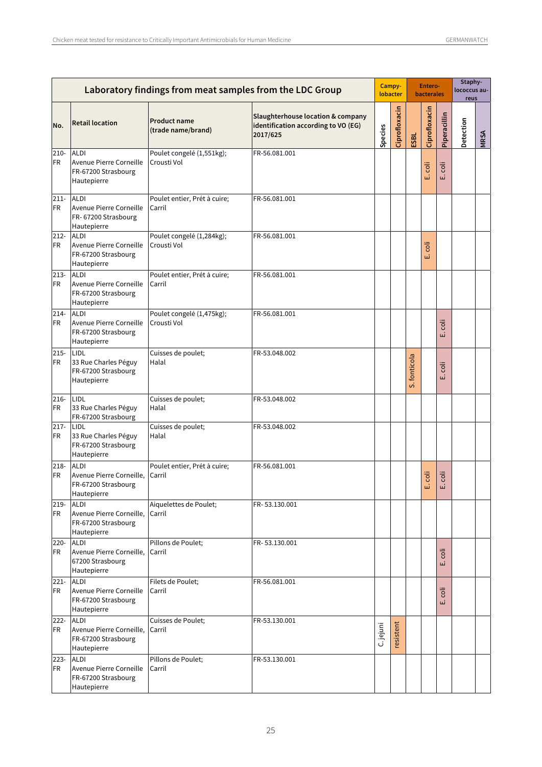| Laboratory findings from meat samples from the LDC Group | | | | Campylobacter | | Enterobacterales | | | Staphylococcus aureus | |
|---|---|---|---|---|---|---|---|---|---|---|
| No. | Retail location | Product name (trade name/brand) | Slaughterhouse location & company identification according to VO (EG) 2017/625 | Species | Ciprofloxacin | ESBL | Ciprofloxacin | Piperacillin | Detection | MRSA |
| 210-FR | ALDI Avenue Pierre Corneille FR-67200 Strasbourg Hautepierre | Poulet congelé (1,551kg); Crousti Vol | FR-56.081.001 | | | | E. coli | E. coli | | |
| 211-FR | ALDI Avenue Pierre Corneille FR- 67200 Strasbourg Hautepierre | Poulet entier, Prét à cuire; Carril | FR-56.081.001 | | | | | | | |
| 212-FR | ALDI Avenue Pierre Corneille FR-67200 Strasbourg Hautepierre | Poulet congelé (1,284kg); Crousti Vol | FR-56.081.001 | | | | E. coli | | | |
| 213-FR | ALDI Avenue Pierre Corneille FR-67200 Strasbourg Hautepierre | Poulet entier, Prét à cuire; Carril | FR-56.081.001 | | | | | | | |
| 214-FR | ALDI Avenue Pierre Corneille FR-67200 Strasbourg Hautepierre | Poulet congelé (1,475kg); Crousti Vol | FR-56.081.001 | | | | | E. coli | | |
| 215-FR | LIDL 33 Rue Charles Péguy FR-67200 Strasbourg Hautepierre | Cuisses de poulet; Halal | FR-53.048.002 | | | S. fonticola | | E. coli | | |
| 216-FR | LIDL 33 Rue Charles Péguy FR-67200 Strasbourg | Cuisses de poulet; Halal | FR-53.048.002 | | | | | | | |
| 217-FR | LIDL 33 Rue Charles Péguy FR-67200 Strasbourg Hautepierre | Cuisses de poulet; Halal | FR-53.048.002 | | | | | | | |
| 218-FR | ALDI Avenue Pierre Corneille, FR-67200 Strasbourg Hautepierre | Poulet entier, Prét à cuire; Carril | FR-56.081.001 | | | | E. coli | E. coli | | |
| 219-FR | ALDI Avenue Pierre Corneille, FR-67200 Strasbourg Hautepierre | Aiquelettes de Poulet; Carril | FR- 53.130.001 | | | | | | | |
| 220-FR | ALDI Avenue Pierre Corneille, 67200 Strasbourg Hautepierre | Pillons de Poulet; Carril | FR- 53.130.001 | | | | | E. coli | | |
| 221-FR | ALDI Avenue Pierre Corneille FR-67200 Strasbourg Hautepierre | Filets de Poulet; Carril | FR-56.081.001 | | | | | E. coli | | |
| 222-FR | ALDI Avenue Pierre Corneille, FR-67200 Strasbourg Hautepierre | Cuisses de Poulet; Carril | FR-53.130.001 | C. jejuni | resistent | | | | | |
| 223-FR | ALDI Avenue Pierre Corneille FR-67200 Strasbourg Hautepierre | Pillons de Poulet; Carril | FR-53.130.001 | | | | | | | |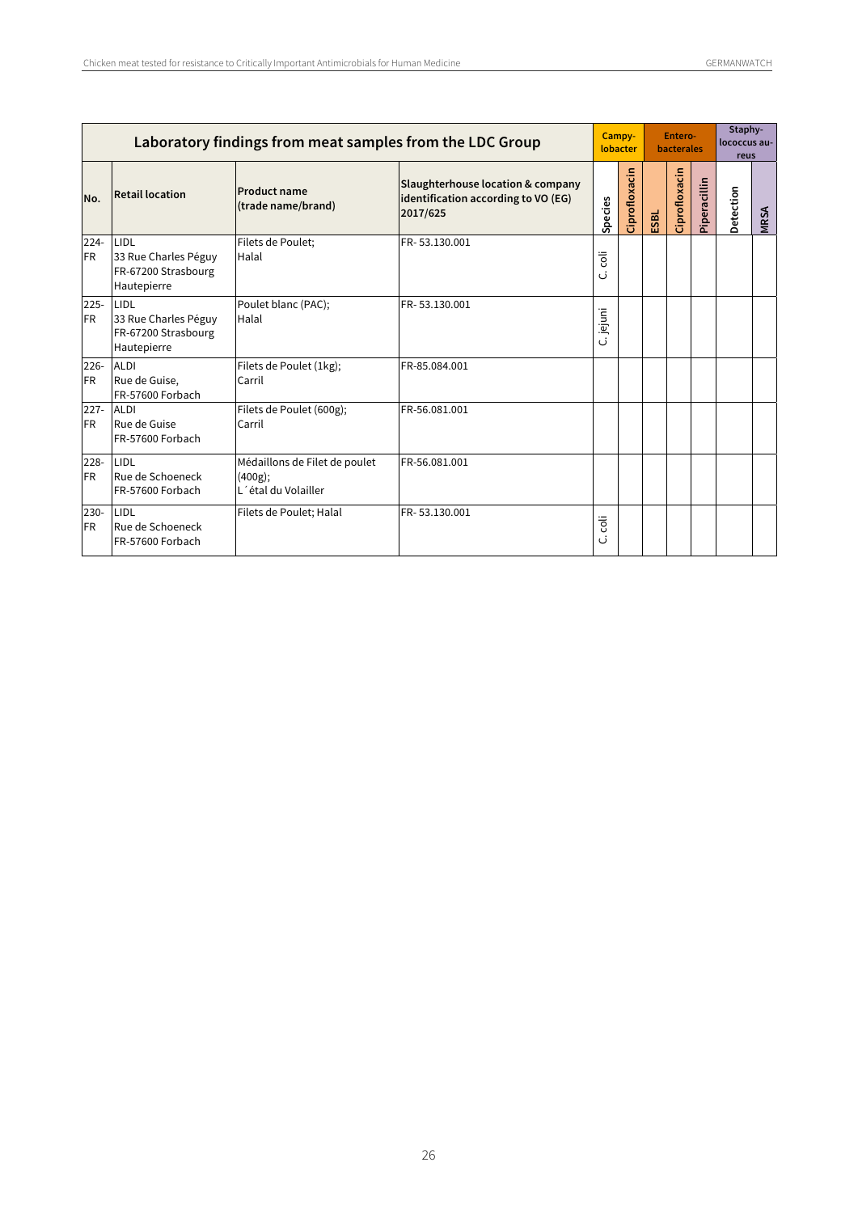| Laboratory findings from meat samples from the LDC Group | | | | Campylobacter | | Enterobacterales | | | Staphylococcus aureus | |
|---|---|---|---|---|---|---|---|---|---|---|
| No. | Retail location | Product name (trade name/brand) | Slaughterhouse location & company identification according to VO (EG) 2017/625 | Species | Ciprofloxacin | ESBL | Ciprofloxacin | Piperacillin | Detection | MRSA |
| 224-FR | LIDL 33 Rue Charles Péguy FR-67200 Strasbourg Hautepierre | Filets de Poulet; Halal | FR- 53.130.001 | C. coli | | | | | | |
| 225-FR | LIDL 33 Rue Charles Péguy FR-67200 Strasbourg Hautepierre | Poulet blanc (PAC); Halal | FR- 53.130.001 | C. jejuni | | | | | | |
| 226-FR | ALDI Rue de Guise, FR-57600 Forbach | Filets de Poulet (1kg); Carril | FR-85.084.001 | | | | | | | |
| 227-FR | ALDI Rue de Guise FR-57600 Forbach | Filets de Poulet (600g); Carril | FR-56.081.001 | | | | | | | |
| 228-FR | LIDL Rue de Schoeneck FR-57600 Forbach | Médaillons de Filet de poulet (400g); L´étal du Volailler | FR-56.081.001 | | | | | | | |
| 230-FR | LIDL Rue de Schoeneck FR-57600 Forbach | Filets de Poulet; Halal | FR- 53.130.001 | C. coli | | | | | | |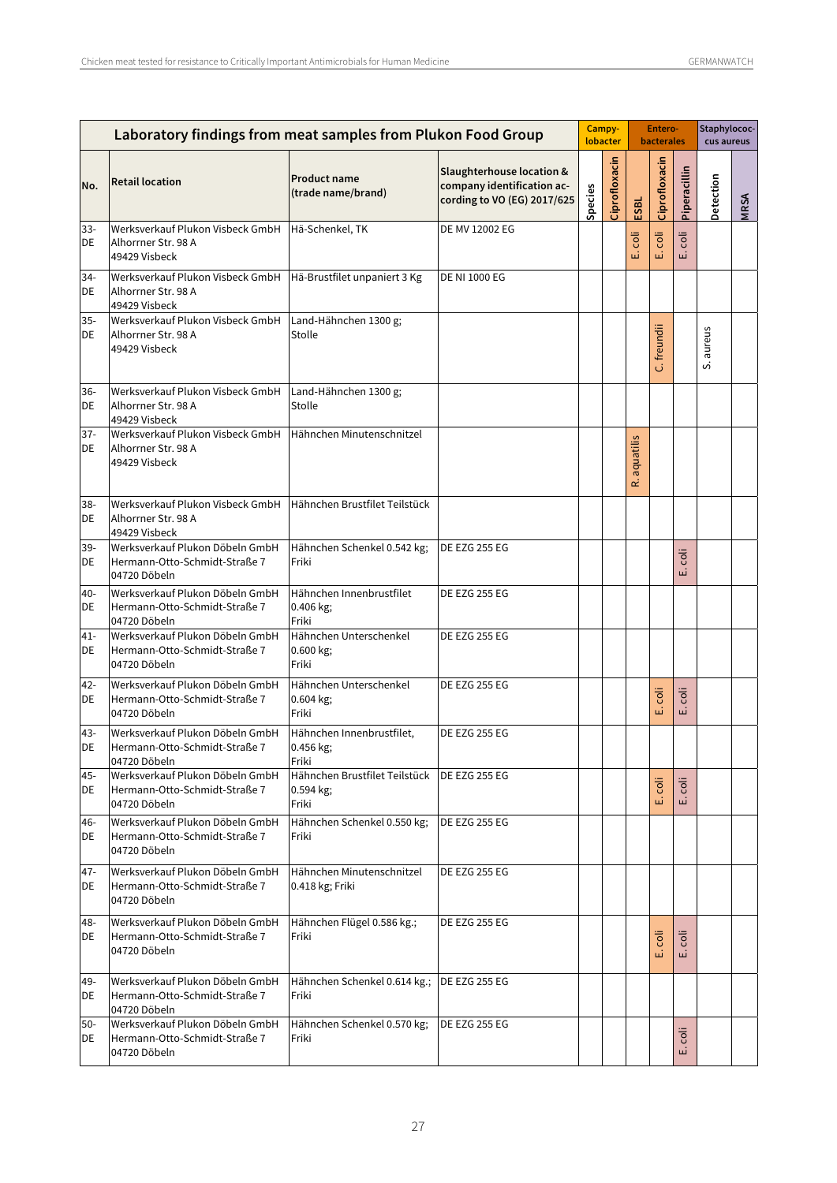| No. | Retail location | Product name (trade name/brand) | Slaughterhouse location & company identification according to VO (EG) 2017/625 | Campylobacter | | Enterobacterales | | | Staphylococcus aureus | |
|---|---|---|---|---|---|---|---|---|---|---|
| | | | | Species | Ciprofloxacin | ESBL | Ciprofloxacin | Piperacillin | Detection | MRSA |
| 33-DE | Werksverkauf Plukon Visbeck GmbH Alhorrner Str. 98 A 49429 Visbeck | Hä-Schenkel, TK | DE MV 12002 EG | | | E. coli | E. coli | E. coli | | |
| 34-DE | Werksverkauf Plukon Visbeck GmbH Alhorrner Str. 98 A 49429 Visbeck | Hä-Brustfilet unpaniert 3 Kg | DE NI 1000 EG | | | | | | | |
| 35-DE | Werksverkauf Plukon Visbeck GmbH Alhorrner Str. 98 A 49429 Visbeck | Land-Hähnchen 1300 g; Stolle | | | | | C. freundii | | S. aureus | |
| 36-DE | Werksverkauf Plukon Visbeck GmbH Alhorrner Str. 98 A 49429 Visbeck | Land-Hähnchen 1300 g; Stolle | | | | | | | | |
| 37-DE | Werksverkauf Plukon Visbeck GmbH Alhorrner Str. 98 A 49429 Visbeck | Hähnchen Minutenschnitzel | | | | R. aquatilis | | | | |
| 38-DE | Werksverkauf Plukon Visbeck GmbH Alhorrner Str. 98 A 49429 Visbeck | Hähnchen Brustfilet Teilstück | | | | | | | | |
| 39-DE | Werksverkauf Plukon Döbeln GmbH Hermann-Otto-Schmidt-Straße 7 04720 Döbeln | Hähnchen Schenkel 0.542 kg; Friki | DE EZG 255 EG | | | | | E. coli | | |
| 40-DE | Werksverkauf Plukon Döbeln GmbH Hermann-Otto-Schmidt-Straße 7 04720 Döbeln | Hähnchen Innenbrustfilet 0.406 kg; Friki | DE EZG 255 EG | | | | | | | |
| 41-DE | Werksverkauf Plukon Döbeln GmbH Hermann-Otto-Schmidt-Straße 7 04720 Döbeln | Hähnchen Unterschenkel 0.600 kg; Friki | DE EZG 255 EG | | | | | | | |
| 42-DE | Werksverkauf Plukon Döbeln GmbH Hermann-Otto-Schmidt-Straße 7 04720 Döbeln | Hähnchen Unterschenkel 0.604 kg; Friki | DE EZG 255 EG | | | | E. coli | E. coli | | |
| 43-DE | Werksverkauf Plukon Döbeln GmbH Hermann-Otto-Schmidt-Straße 7 04720 Döbeln | Hähnchen Innenbrustfilet, 0.456 kg; Friki | DE EZG 255 EG | | | | | | | |
| 45-DE | Werksverkauf Plukon Döbeln GmbH Hermann-Otto-Schmidt-Straße 7 04720 Döbeln | Hähnchen Brustfilet Teilstück 0.594 kg; Friki | DE EZG 255 EG | | | | E. coli | E. coli | | |
| 46-DE | Werksverkauf Plukon Döbeln GmbH Hermann-Otto-Schmidt-Straße 7 04720 Döbeln | Hähnchen Schenkel 0.550 kg; Friki | DE EZG 255 EG | | | | | | | |
| 47-DE | Werksverkauf Plukon Döbeln GmbH Hermann-Otto-Schmidt-Straße 7 04720 Döbeln | Hähnchen Minutenschnitzel 0.418 kg; Friki | DE EZG 255 EG | | | | | | | |
| 48-DE | Werksverkauf Plukon Döbeln GmbH Hermann-Otto-Schmidt-Straße 7 04720 Döbeln | Hähnchen Flügel 0.586 kg.; Friki | DE EZG 255 EG | | | | E. coli | E. coli | | |
| 49-DE | Werksverkauf Plukon Döbeln GmbH Hermann-Otto-Schmidt-Straße 7 04720 Döbeln | Hähnchen Schenkel 0.614 kg.; Friki | DE EZG 255 EG | | | | | | | |
| 50-DE | Werksverkauf Plukon Döbeln GmbH Hermann-Otto-Schmidt-Straße 7 04720 Döbeln | Hähnchen Schenkel 0.570 kg; Friki | DE EZG 255 EG | | | | | E. coli | | |

Laboratory findings from meat samples from Plukon Food Group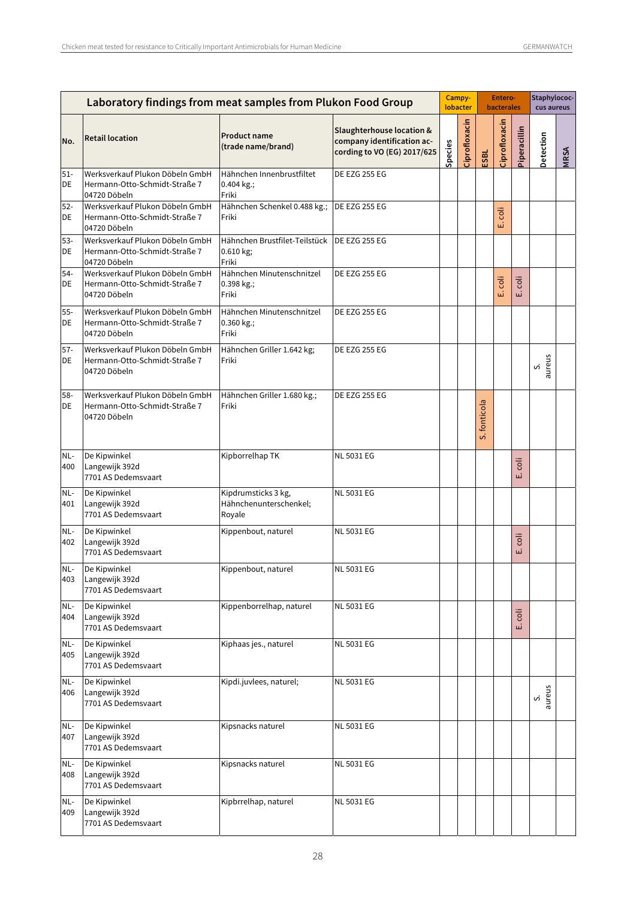| Laboratory findings from meat samples from Plukon Food Group | | | | Campylobacter | | Enterobacterales | | | Staphylococcus aureus | |
|---|---|---|---|---|---|---|---|---|---|---|
| No. | Retail location | Product name (trade name/brand) | Slaughterhouse location & company identification according to VO (EG) 2017/625 | Species | Ciprofloxacin | ESBL | Ciprofloxacin | Piperacillin | Detection | MRSA |
| 51-DE | Werksverkauf Plukon Döbeln GmbH Hermann-Otto-Schmidt-Straße 7 04720 Döbeln | Hähnchen Innenbrustfiltet 0.404 kg.; Friki | DE EZG 255 EG | | | | | | | |
| 52-DE | Werksverkauf Plukon Döbeln GmbH Hermann-Otto-Schmidt-Straße 7 04720 Döbeln | Hähnchen Schenkel 0.488 kg.; Friki | DE EZG 255 EG | | | | E. coli | | | |
| 53-DE | Werksverkauf Plukon Döbeln GmbH Hermann-Otto-Schmidt-Straße 7 04720 Döbeln | Hähnchen Brustfilet-Teilstück 0.610 kg; Friki | DE EZG 255 EG | | | | | | | |
| 54-DE | Werksverkauf Plukon Döbeln GmbH Hermann-Otto-Schmidt-Straße 7 04720 Döbeln | Hähnchen Minutenschnitzel 0.398 kg.; Friki | DE EZG 255 EG | | | | E. coli | E. coli | | |
| 55-DE | Werksverkauf Plukon Döbeln GmbH Hermann-Otto-Schmidt-Straße 7 04720 Döbeln | Hähnchen Minutenschnitzel 0.360 kg.; Friki | DE EZG 255 EG | | | | | | | |
| 57-DE | Werksverkauf Plukon Döbeln GmbH Hermann-Otto-Schmidt-Straße 7 04720 Döbeln | Hähnchen Griller 1.642 kg; Friki | DE EZG 255 EG | | | | | | S. aureus | |
| 58-DE | Werksverkauf Plukon Döbeln GmbH Hermann-Otto-Schmidt-Straße 7 04720 Döbeln | Hähnchen Griller 1.680 kg.; Friki | DE EZG 255 EG | | | S. fonticola | | | | |
| NL-400 | De Kipwinkel Langewijk 392d 7701 AS Dedemsvaart | Kipborrelhap TK | NL 5031 EG | | | | | E. coli | | |
| NL-401 | De Kipwinkel Langewijk 392d 7701 AS Dedemsvaart | Kipdrumsticks 3 kg, Hähnchenunterschenkel; Royale | NL 5031 EG | | | | | | | |
| NL-402 | De Kipwinkel Langewijk 392d 7701 AS Dedemsvaart | Kippenbout, naturel | NL 5031 EG | | | | | E. coli | | |
| NL-403 | De Kipwinkel Langewijk 392d 7701 AS Dedemsvaart | Kippenbout, naturel | NL 5031 EG | | | | | | | |
| NL-404 | De Kipwinkel Langewijk 392d 7701 AS Dedemsvaart | Kippenborrelhap, naturel | NL 5031 EG | | | | | E. coli | | |
| NL-405 | De Kipwinkel Langewijk 392d 7701 AS Dedemsvaart | Kiphaas jes., naturel | NL 5031 EG | | | | | | | |
| NL-406 | De Kipwinkel Langewijk 392d 7701 AS Dedemsvaart | Kipdi.juvlees, naturel; | NL 5031 EG | | | | | | S. aureus | |
| NL-407 | De Kipwinkel Langewijk 392d 7701 AS Dedemsvaart | Kipsnacks naturel | NL 5031 EG | | | | | | | |
| NL-408 | De Kipwinkel Langewijk 392d 7701 AS Dedemsvaart | Kipsnacks naturel | NL 5031 EG | | | | | | | |
| NL-409 | De Kipwinkel Langewijk 392d 7701 AS Dedemsvaart | Kipbrrelhap, naturel | NL 5031 EG | | | | | | | |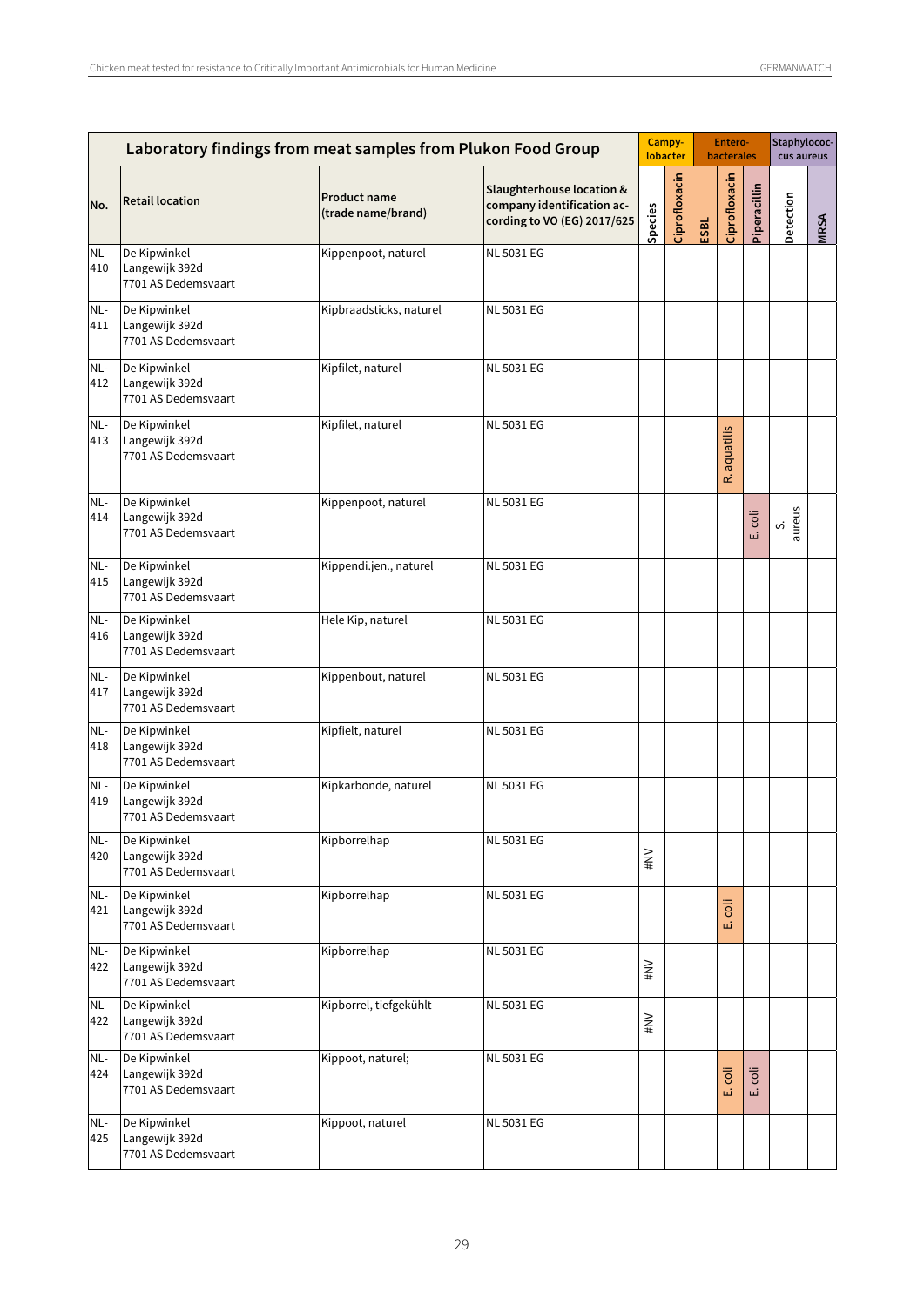| Laboratory findings from meat samples from Plukon Food Group | | | | Campylobacter | | Enterobacterales | | | Staphylococcus aureus | |
|---|---|---|---|---|---|---|---|---|---|---|
| No. | Retail location | Product name (trade name/brand) | Slaughterhouse location & company identification according to VO (EG) 2017/625 | Species | Ciprofloxacin | ESBL | Ciprofloxacin | Piperacillin | Detection | MRSA |
| NL-410 | De Kipwinkel Langewijk 392d 7701 AS Dedemsvaart | Kippenpoot, naturel | NL 5031 EG | | | | | | | |
| NL-411 | De Kipwinkel Langewijk 392d 7701 AS Dedemsvaart | Kipbraadsticks, naturel | NL 5031 EG | | | | | | | |
| NL-412 | De Kipwinkel Langewijk 392d 7701 AS Dedemsvaart | Kipfilet, naturel | NL 5031 EG | | | | | | | |
| NL-413 | De Kipwinkel Langewijk 392d 7701 AS Dedemsvaart | Kipfilet, naturel | NL 5031 EG | | | | R. aquatilis | | | |
| NL-414 | De Kipwinkel Langewijk 392d 7701 AS Dedemsvaart | Kippenpoot, naturel | NL 5031 EG | | | | | E. coli | S. aureus | |
| NL-415 | De Kipwinkel Langewijk 392d 7701 AS Dedemsvaart | Kippendi.jen., naturel | NL 5031 EG | | | | | | | |
| NL-416 | De Kipwinkel Langewijk 392d 7701 AS Dedemsvaart | Hele Kip, naturel | NL 5031 EG | | | | | | | |
| NL-417 | De Kipwinkel Langewijk 392d 7701 AS Dedemsvaart | Kippenbout, naturel | NL 5031 EG | | | | | | | |
| NL-418 | De Kipwinkel Langewijk 392d 7701 AS Dedemsvaart | Kipfielt, naturel | NL 5031 EG | | | | | | | |
| NL-419 | De Kipwinkel Langewijk 392d 7701 AS Dedemsvaart | Kipkarbonde, naturel | NL 5031 EG | | | | | | | |
| NL-420 | De Kipwinkel Langewijk 392d 7701 AS Dedemsvaart | Kipborrelhap | NL 5031 EG | #NV | | | | | | |
| NL-421 | De Kipwinkel Langewijk 392d 7701 AS Dedemsvaart | Kipborrelhap | NL 5031 EG | | | | E. coli | | | |
| NL-422 | De Kipwinkel Langewijk 392d 7701 AS Dedemsvaart | Kipborrelhap | NL 5031 EG | #NV | | | | | | |
| NL-422 | De Kipwinkel Langewijk 392d 7701 AS Dedemsvaart | Kipborrel, tiefgekühlt | NL 5031 EG | #NV | | | | | | |
| NL-424 | De Kipwinkel Langewijk 392d 7701 AS Dedemsvaart | Kippoot, naturel; | NL 5031 EG | | | | E. coli | E. coli | | |
| NL-425 | De Kipwinkel Langewijk 392d 7701 AS Dedemsvaart | Kippoot, naturel | NL 5031 EG | | | | | | | |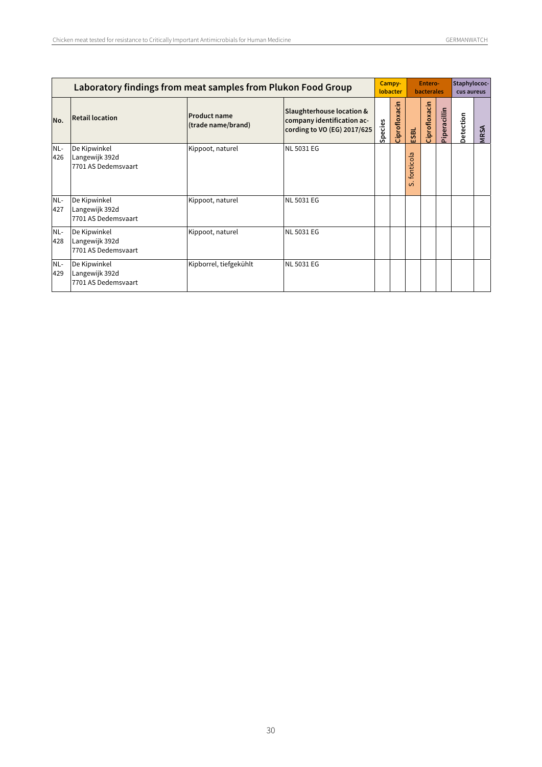| Laboratory findings from meat samples from Plukon Food Group | | | | Campy­lobacter | | Entero­bacterales | | | Staphylococ­cus aureus | |
|---|---|---|---|---|---|---|---|---|---|---|
| No. | Retail location | Product name (trade name/brand) | Slaughterhouse location & company identification ac­cording to VO (EG) 2017/625 | Species | Ciprofloxacin | ESBL | Ciprofloxacin | Piperacillin | Detection | MRSA |
| NL-426 | De Kipwinkel Langewijk 392d 7701 AS Dedemsvaart | Kippoot, naturel | NL 5031 EG | | | S. fonticola | | | | |
| NL-427 | De Kipwinkel Langewijk 392d 7701 AS Dedemsvaart | Kippoot, naturel | NL 5031 EG | | | | | | | |
| NL-428 | De Kipwinkel Langewijk 392d 7701 AS Dedemsvaart | Kippoot, naturel | NL 5031 EG | | | | | | | |
| NL-429 | De Kipwinkel Langewijk 392d 7701 AS Dedemsvaart | Kipborrel, tiefgekühlt | NL 5031 EG | | | | | | | |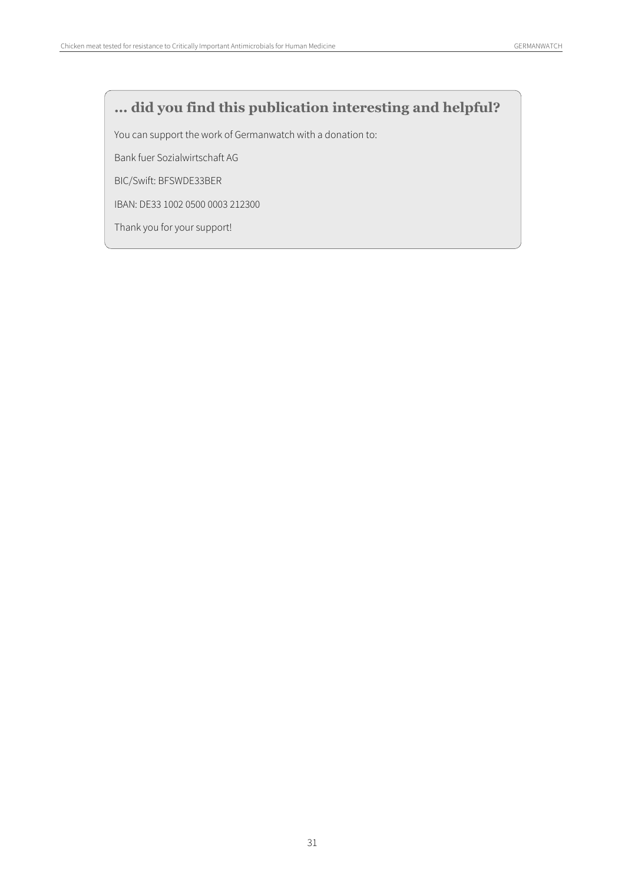## … did you find this publication interesting and helpful?

You can support the work of Germanwatch with a donation to:

Bank fuer Sozialwirtschaft AG

BIC/Swift: BFSWDE33BER

IBAN: DE33 1002 0500 0003 212300

Thank you for your support!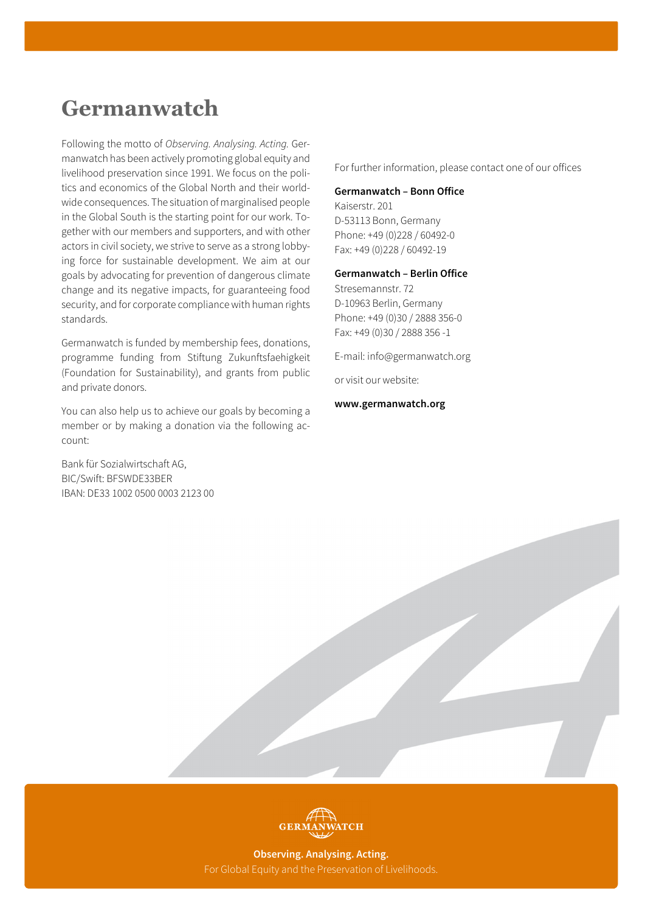# Germanwatch

Following the motto of *Observing. Analysing. Acting.* Germanwatch has been actively promoting global equity and livelihood preservation since 1991. We focus on the politics and economics of the Global North and their worldwide consequences. The situation of marginalised people in the Global South is the starting point for our work. Together with our members and supporters, and with other actors in civil society, we strive to serve as a strong lobbying force for sustainable development. We aim at our goals by advocating for prevention of dangerous climate change and its negative impacts, for guaranteeing food security, and for corporate compliance with human rights standards.

Germanwatch is funded by membership fees, donations, programme funding from Stiftung Zukunftsfaehigkeit (Foundation for Sustainability), and grants from public and private donors.

You can also help us to achieve our goals by becoming a member or by making a donation via the following account:

Bank für Sozialwirtschaft AG,
BIC/Swift: BFSWDE33BER
IBAN: DE33 1002 0500 0003 2123 00

For further information, please contact one of our offices

**Germanwatch – Bonn Office**
Kaiserstr. 201
D-53113 Bonn, Germany
Phone: +49 (0)228 / 60492-0
Fax: +49 (0)228 / 60492-19

**Germanwatch – Berlin Office**
Stresemannstr. 72
D-10963 Berlin, Germany
Phone: +49 (0)30 / 2888 356-0
Fax: +49 (0)30 / 2888 356 -1

E-mail: info@germanwatch.org

or visit our website:

**www.germanwatch.org**

GERMANWATCH

**Observing. Analysing. Acting.**
For Global Equity and the Preservation of Livelihoods.